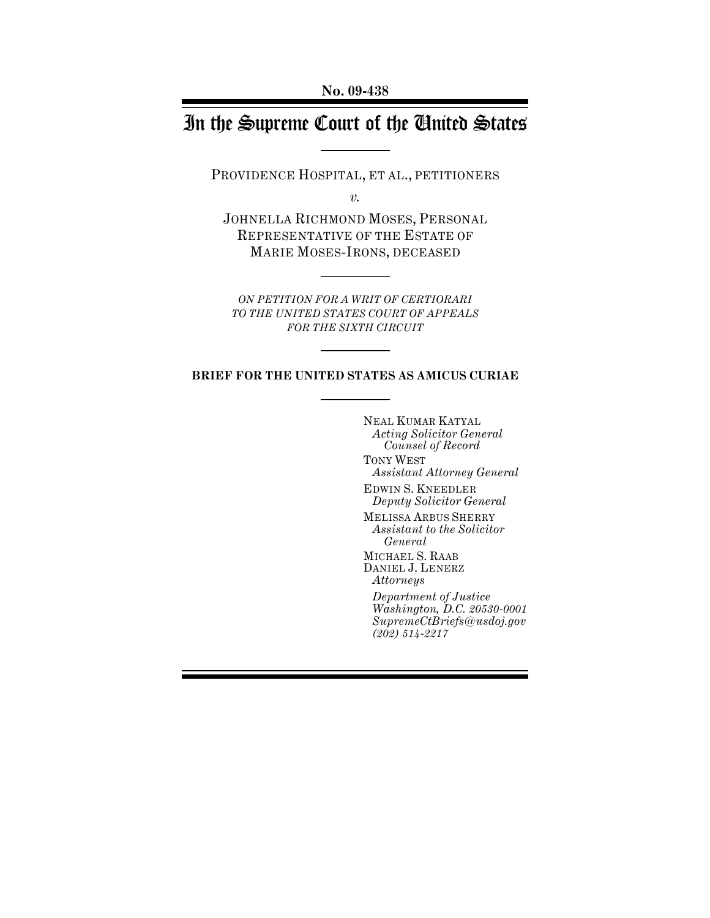**No. 09-438**

# In the Supreme Court of the United States

PROVIDENCE HOSPITAL, ET AL., PETITIONERS

*v.*

JOHNELLA RICHMOND MOSES, PERSONAL REPRESENTATIVE OF THE ESTATE OF MARIE MOSES-IRONS, DECEASED

*ON PETITION FOR A WRIT OF CERTIORARI TO THE UNITED STATES COURT OF APPEALS FOR THE SIXTH CIRCUIT*

**BRIEF FOR THE UNITED STATES AS AMICUS CURIAE**

NEAL KUMAR KATYAL
*Acting Solicitor General*
*Counsel of Record*

TONY WEST
*Assistant Attorney General*

EDWIN S. KNEEDLER
*Deputy Solicitor General*

MELISSA ARBUS SHERRY
*Assistant to the Solicitor General*

MICHAEL S. RAAB
DANIEL J. LENERZ
*Attorneys*

*Department of Justice*
*Washington, D.C. 20530-0001*
*SupremeCtBriefs@usdoj.gov*
*(202) 514-2217*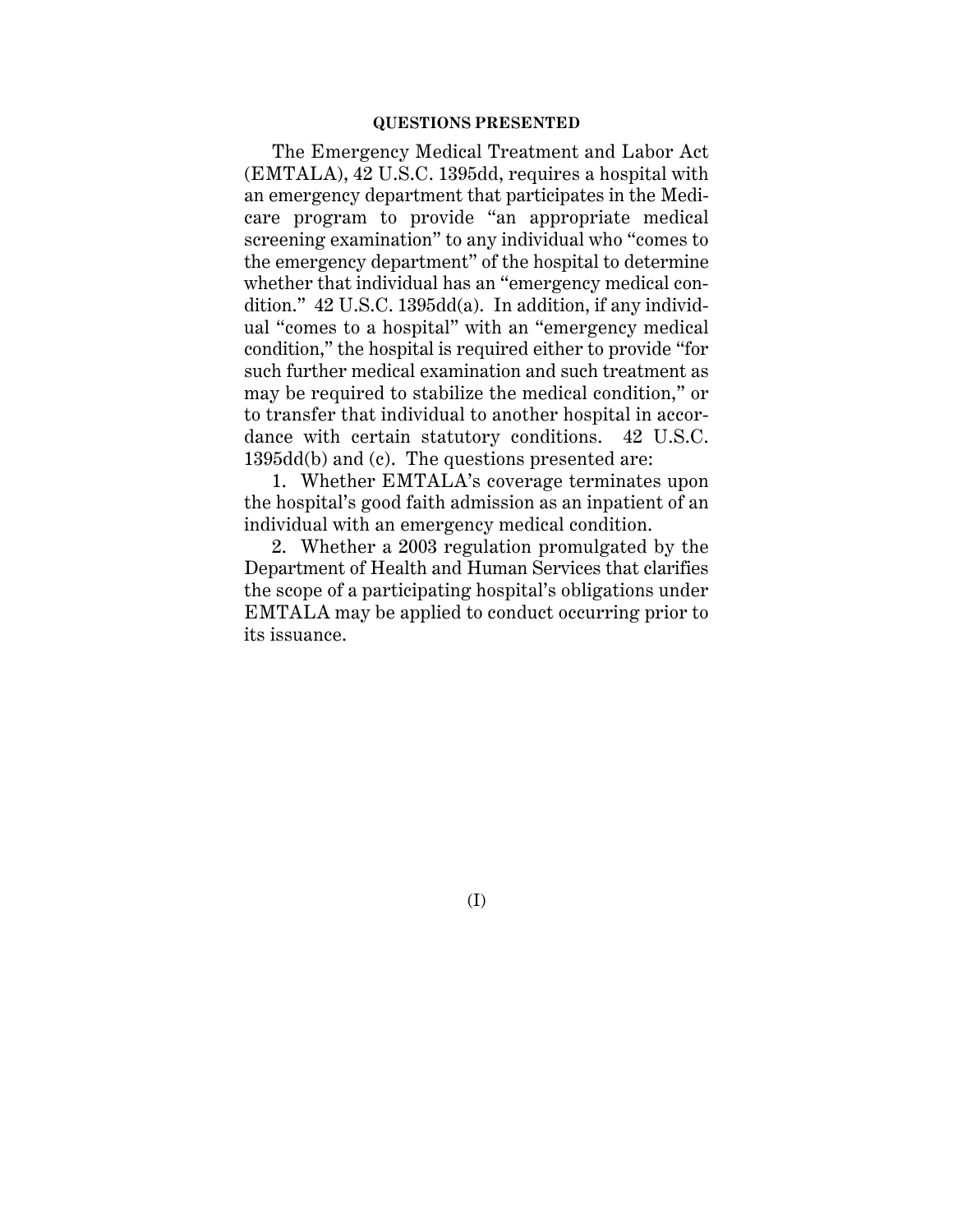## QUESTIONS PRESENTED

The Emergency Medical Treatment and Labor Act (EMTALA), 42 U.S.C. 1395dd, requires a hospital with an emergency department that participates in the Medicare program to provide "an appropriate medical screening examination" to any individual who "comes to the emergency department" of the hospital to determine whether that individual has an "emergency medical condition." 42 U.S.C. 1395dd(a). In addition, if any individual "comes to a hospital" with an "emergency medical condition," the hospital is required either to provide "for such further medical examination and such treatment as may be required to stabilize the medical condition," or to transfer that individual to another hospital in accordance with certain statutory conditions. 42 U.S.C. 1395dd(b) and (c). The questions presented are:

1. Whether EMTALA's coverage terminates upon the hospital's good faith admission as an inpatient of an individual with an emergency medical condition.

2. Whether a 2003 regulation promulgated by the Department of Health and Human Services that clarifies the scope of a participating hospital's obligations under EMTALA may be applied to conduct occurring prior to its issuance.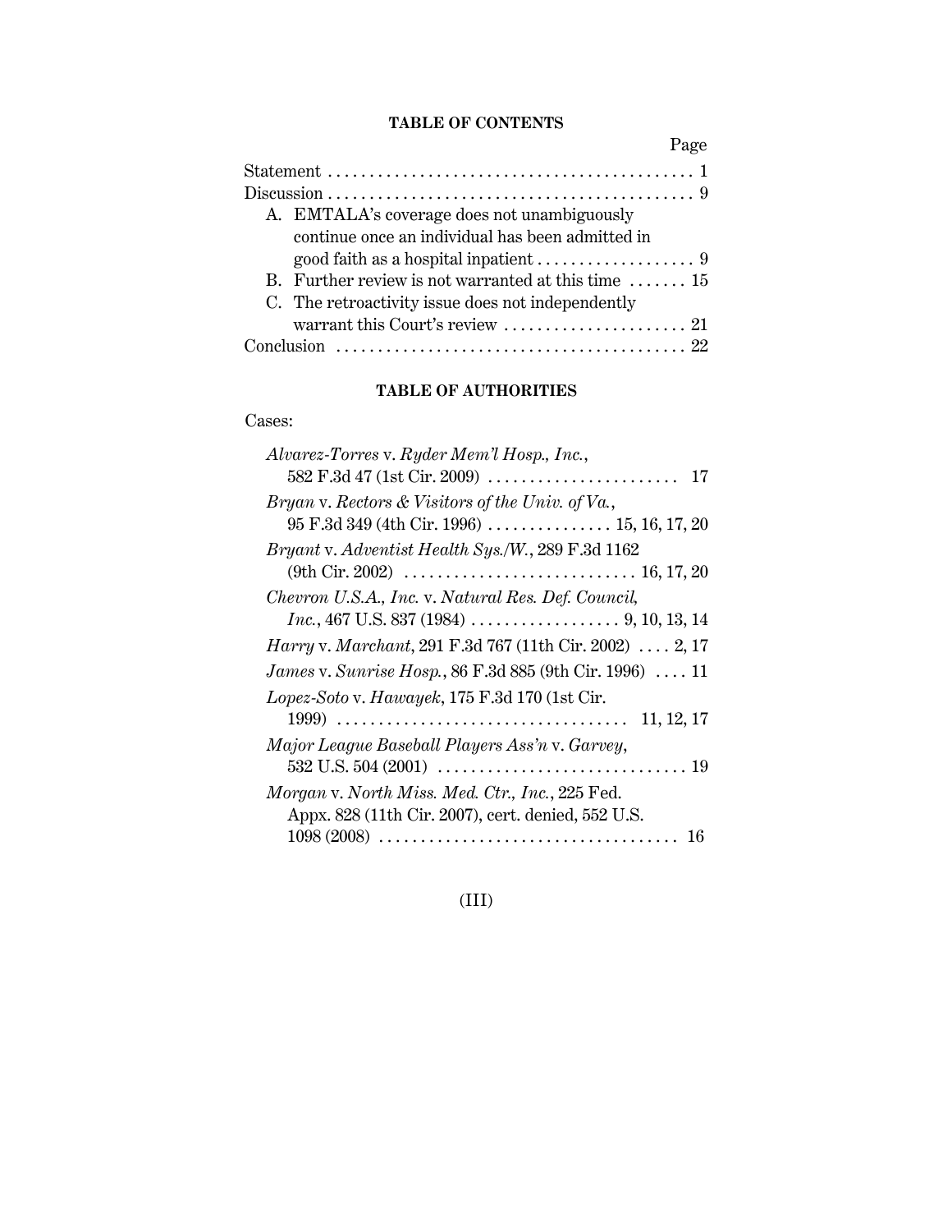## TABLE OF CONTENTS

| | Page |
|---|---|
| Statement | 1 |
| Discussion | 9 |
| A. EMTALA's coverage does not unambiguously continue once an individual has been admitted in good faith as a hospital inpatient | 9 |
| B. Further review is not warranted at this time | 15 |
| C. The retroactivity issue does not independently warrant this Court's review | 21 |
| Conclusion | 22 |

## TABLE OF AUTHORITIES

Cases:

*Alvarez-Torres* v. *Ryder Mem'l Hosp., Inc.*, 582 F.3d 47 (1st Cir. 2009) . . . . . . . . . . . . . . . . . . . . . . . 17

*Bryan* v. *Rectors & Visitors of the Univ. of Va.*, 95 F.3d 349 (4th Cir. 1996) . . . . . . . . . . . . . . . 15, 16, 17, 20

*Bryant* v. *Adventist Health Sys./W.*, 289 F.3d 1162 (9th Cir. 2002) . . . . . . . . . . . . . . . . . . . . . . . . . . . . 16, 17, 20

*Chevron U.S.A., Inc.* v. *Natural Res. Def. Council, Inc.*, 467 U.S. 837 (1984) . . . . . . . . . . . . . . . . . . 9, 10, 13, 14

*Harry* v. *Marchant*, 291 F.3d 767 (11th Cir. 2002) . . . . 2, 17

*James* v. *Sunrise Hosp.*, 86 F.3d 885 (9th Cir. 1996) . . . . 11

*Lopez-Soto* v. *Hawayek*, 175 F.3d 170 (1st Cir. 1999) . . . . . . . . . . . . . . . . . . . . . . . . . . . . . . . . . . . 11, 12, 17

*Major League Baseball Players Ass'n* v. *Garvey*, 532 U.S. 504 (2001) . . . . . . . . . . . . . . . . . . . . . . . . . . . . . . 19

*Morgan* v. *North Miss. Med. Ctr., Inc.*, 225 Fed. Appx. 828 (11th Cir. 2007), cert. denied, 552 U.S. 1098 (2008) . . . . . . . . . . . . . . . . . . . . . . . . . . . . . . . . . . . 16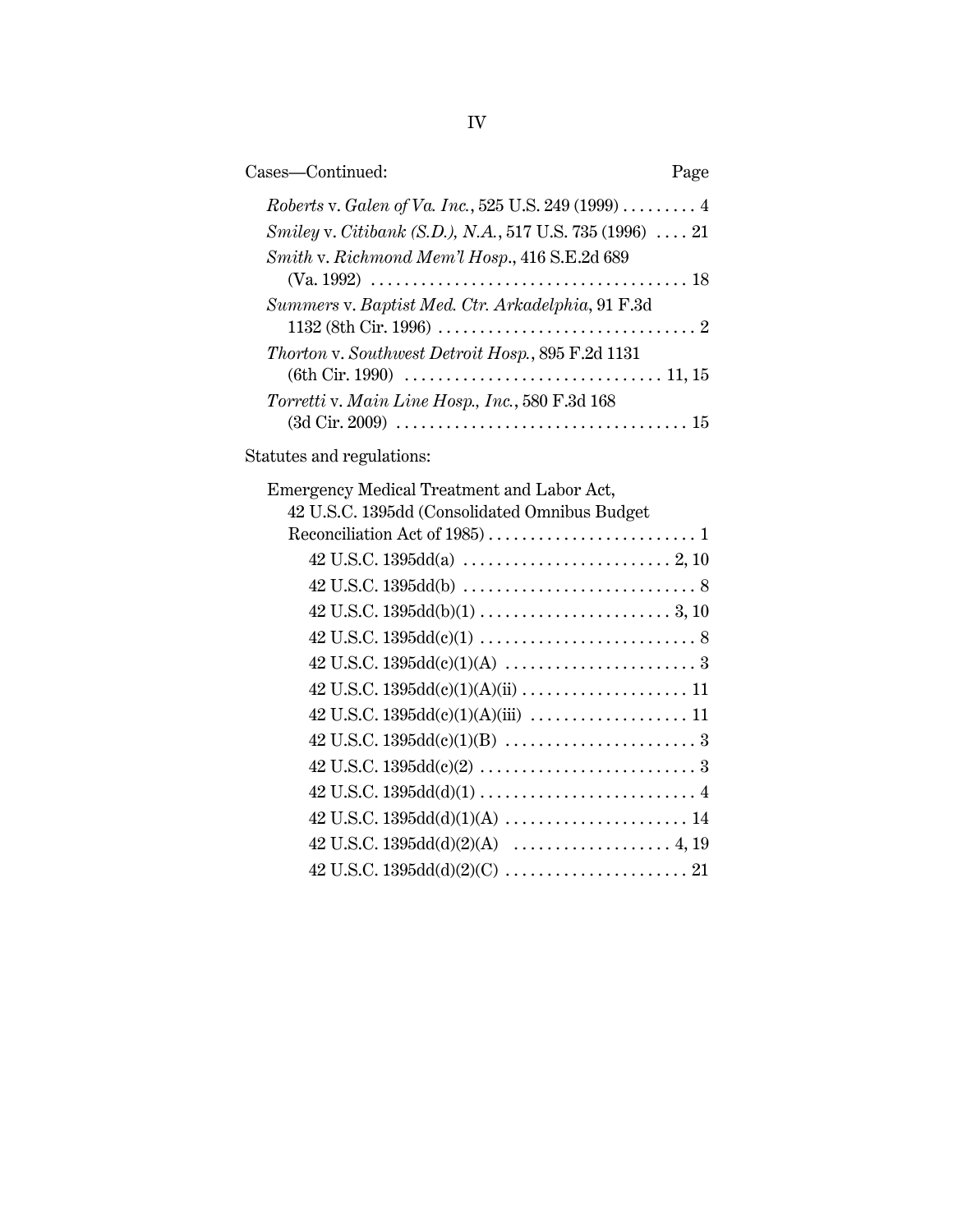Cases—Continued: Page

*Roberts* v. *Galen of Va. Inc.*, 525 U.S. 249 (1999) . . . . . . . . . 4

*Smiley* v. *Citibank (S.D.), N.A.*, 517 U.S. 735 (1996) . . . . 21

*Smith* v. *Richmond Mem'l Hosp.*, 416 S.E.2d 689 (Va. 1992) . . . . . . . . . . . . . . . . . . . . . . . . . . . . . . . . . . . . . . 18

*Summers* v. *Baptist Med. Ctr. Arkadelphia*, 91 F.3d 1132 (8th Cir. 1996) . . . . . . . . . . . . . . . . . . . . . . . . . . . . . . . 2

*Thorton* v. *Southwest Detroit Hosp.*, 895 F.2d 1131 (6th Cir. 1990) . . . . . . . . . . . . . . . . . . . . . . . . . . . . . . . 11, 15

*Torretti* v. *Main Line Hosp., Inc.*, 580 F.3d 168 (3d Cir. 2009) . . . . . . . . . . . . . . . . . . . . . . . . . . . . . . . . . . . 15

Statutes and regulations:

Emergency Medical Treatment and Labor Act, 42 U.S.C. 1395dd (Consolidated Omnibus Budget Reconciliation Act of 1985) . . . . . . . . . . . . . . . . . . . . . . . . . 1

- 42 U.S.C. 1395dd(a) . . . . . . . . . . . . . . . . . . . . . . . . . 2, 10
- 42 U.S.C. 1395dd(b) . . . . . . . . . . . . . . . . . . . . . . . . . . . . 8
- 42 U.S.C. 1395dd(b)(1) . . . . . . . . . . . . . . . . . . . . . . . 3, 10
- 42 U.S.C. 1395dd(c)(1) . . . . . . . . . . . . . . . . . . . . . . . . . . 8
- 42 U.S.C. 1395dd(c)(1)(A) . . . . . . . . . . . . . . . . . . . . . . . 3
- 42 U.S.C. 1395dd(c)(1)(A)(ii) . . . . . . . . . . . . . . . . . . . . 11
- 42 U.S.C. 1395dd(c)(1)(A)(iii) . . . . . . . . . . . . . . . . . . . 11
- 42 U.S.C. 1395dd(c)(1)(B) . . . . . . . . . . . . . . . . . . . . . . . 3
- 42 U.S.C. 1395dd(c)(2) . . . . . . . . . . . . . . . . . . . . . . . . . . 3
- 42 U.S.C. 1395dd(d)(1) . . . . . . . . . . . . . . . . . . . . . . . . . . 4
- 42 U.S.C. 1395dd(d)(1)(A) . . . . . . . . . . . . . . . . . . . . . . 14
- 42 U.S.C. 1395dd(d)(2)(A) . . . . . . . . . . . . . . . . . . . 4, 19
- 42 U.S.C. 1395dd(d)(2)(C) . . . . . . . . . . . . . . . . . . . . . . 21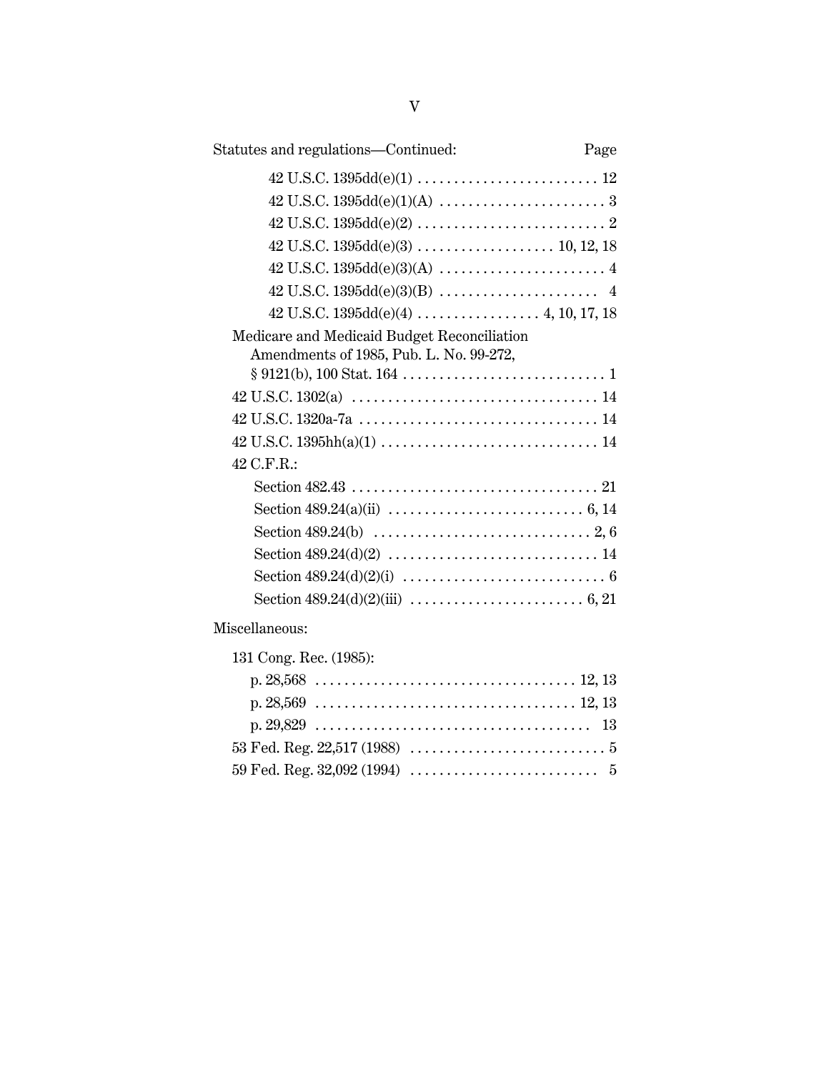Statutes and regulations—Continued: Page

42 U.S.C. 1395dd(e)(1) . . . . . . . . . . . . . . . . . . . . . . . . . 12

42 U.S.C. 1395dd(e)(1)(A) . . . . . . . . . . . . . . . . . . . . . . . 3

42 U.S.C. 1395dd(e)(2) . . . . . . . . . . . . . . . . . . . . . . . . . . 2

42 U.S.C. 1395dd(e)(3) . . . . . . . . . . . . . . . . . . . 10, 12, 18

42 U.S.C. 1395dd(e)(3)(A) . . . . . . . . . . . . . . . . . . . . . . . 4

42 U.S.C. 1395dd(e)(3)(B) . . . . . . . . . . . . . . . . . . . . . . 4

42 U.S.C. 1395dd(e)(4) . . . . . . . . . . . . . . . . . 4, 10, 17, 18

Medicare and Medicaid Budget Reconciliation Amendments of 1985, Pub. L. No. 99-272, § 9121(b), 100 Stat. 164 . . . . . . . . . . . . . . . . . . . . . . . . . . . . 1

42 U.S.C. 1302(a) . . . . . . . . . . . . . . . . . . . . . . . . . . . . . . . . . . 14

42 U.S.C. 1320a-7a . . . . . . . . . . . . . . . . . . . . . . . . . . . . . . . . . 14

42 U.S.C. 1395hh(a)(1) . . . . . . . . . . . . . . . . . . . . . . . . . . . . . . 14

42 C.F.R.:

Section 482.43 . . . . . . . . . . . . . . . . . . . . . . . . . . . . . . . . . . 21

Section 489.24(a)(ii) . . . . . . . . . . . . . . . . . . . . . . . . . . . 6, 14

Section 489.24(b) . . . . . . . . . . . . . . . . . . . . . . . . . . . . . . 2, 6

Section 489.24(d)(2) . . . . . . . . . . . . . . . . . . . . . . . . . . . . . 14

Section 489.24(d)(2)(i) . . . . . . . . . . . . . . . . . . . . . . . . . . . . 6

Section 489.24(d)(2)(iii) . . . . . . . . . . . . . . . . . . . . . . . . 6, 21

Miscellaneous:

131 Cong. Rec. (1985):

p. 28,568 . . . . . . . . . . . . . . . . . . . . . . . . . . . . . . . . . . . . 12, 13

p. 28,569 . . . . . . . . . . . . . . . . . . . . . . . . . . . . . . . . . . . . 12, 13

p. 29,829 . . . . . . . . . . . . . . . . . . . . . . . . . . . . . . . . . . . . . 13

53 Fed. Reg. 22,517 (1988) . . . . . . . . . . . . . . . . . . . . . . . . . . . 5

59 Fed. Reg. 32,092 (1994) . . . . . . . . . . . . . . . . . . . . . . . . . . 5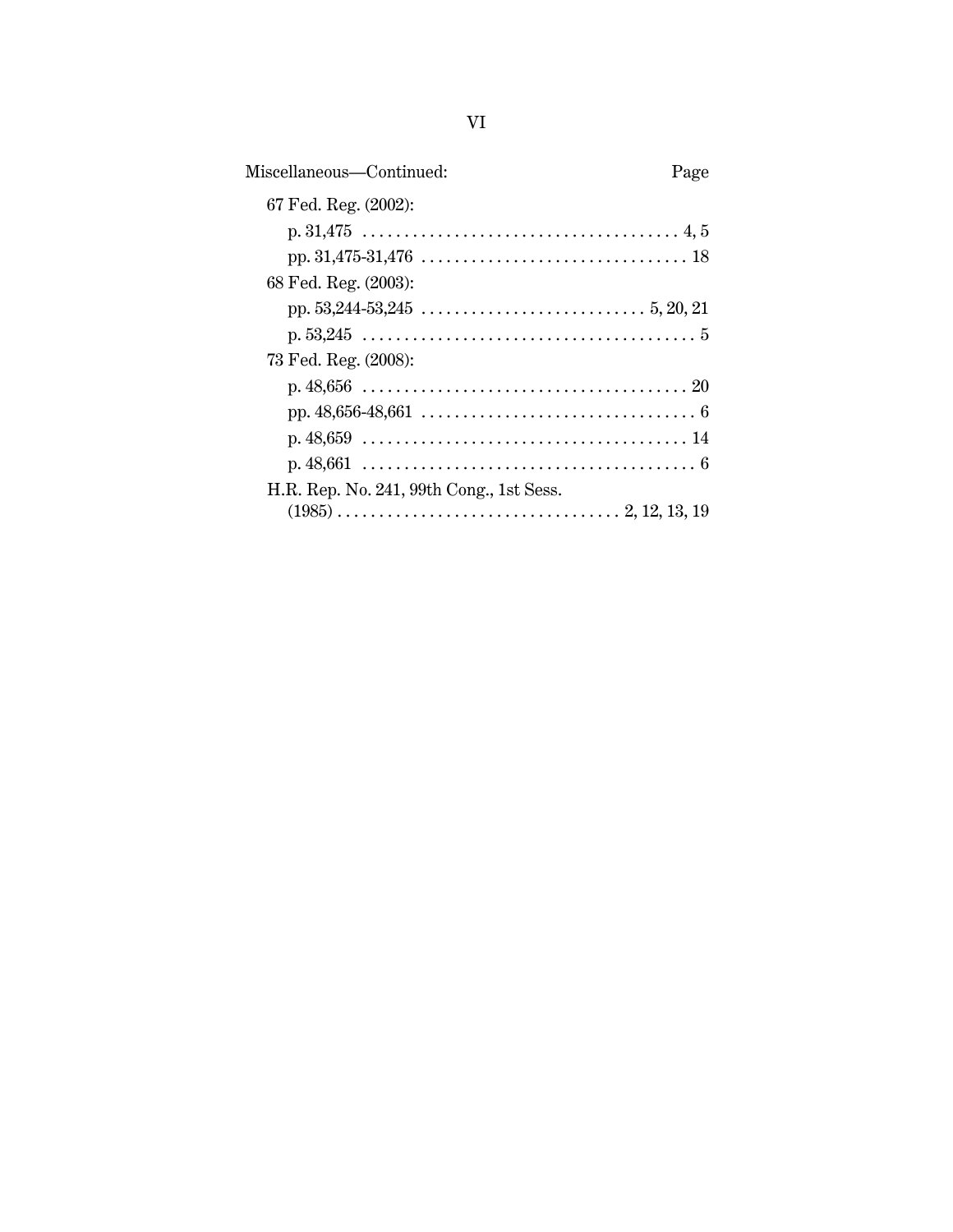Miscellaneous—Continued: Page

67 Fed. Reg. (2002):

p. 31,475 . . . . . . . . . . . . . . . . . . . . . . . . . . . . . . . . . . . . . . 4, 5

pp. 31,475-31,476 . . . . . . . . . . . . . . . . . . . . . . . . . . . . . . . 18

68 Fed. Reg. (2003):

pp. 53,244-53,245 . . . . . . . . . . . . . . . . . . . . . . . . . . . 5, 20, 21

p. 53,245 . . . . . . . . . . . . . . . . . . . . . . . . . . . . . . . . . . . . . . . . 5

73 Fed. Reg. (2008):

p. 48,656 . . . . . . . . . . . . . . . . . . . . . . . . . . . . . . . . . . . . . . 20

pp. 48,656-48,661 . . . . . . . . . . . . . . . . . . . . . . . . . . . . . . . . 6

p. 48,659 . . . . . . . . . . . . . . . . . . . . . . . . . . . . . . . . . . . . . . 14

p. 48,661 . . . . . . . . . . . . . . . . . . . . . . . . . . . . . . . . . . . . . . . . 6

H.R. Rep. No. 241, 99th Cong., 1st Sess. (1985) . . . . . . . . . . . . . . . . . . . . . . . . . . . . . . . . . 2, 12, 13, 19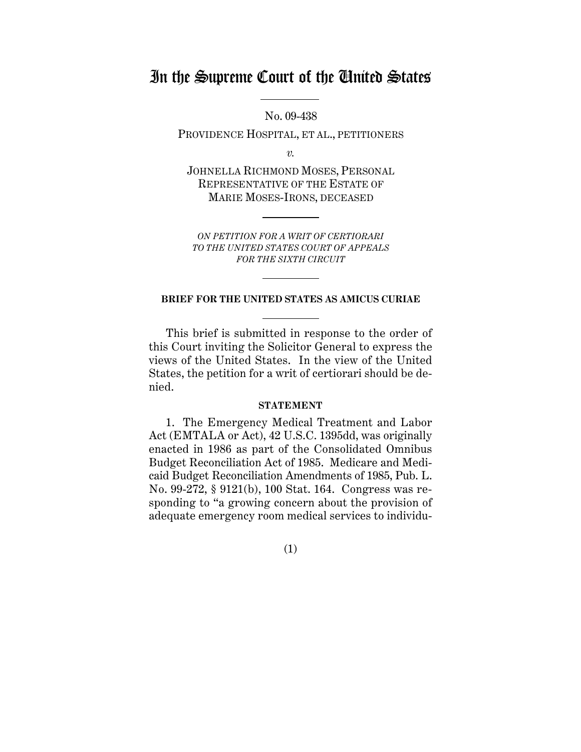# In the Supreme Court of the United States

No. 09-438

PROVIDENCE HOSPITAL, ET AL., PETITIONERS

*v.*

JOHNELLA RICHMOND MOSES, PERSONAL REPRESENTATIVE OF THE ESTATE OF MARIE MOSES-IRONS, DECEASED

*ON PETITION FOR A WRIT OF CERTIORARI TO THE UNITED STATES COURT OF APPEALS FOR THE SIXTH CIRCUIT*

**BRIEF FOR THE UNITED STATES AS AMICUS CURIAE**

This brief is submitted in response to the order of this Court inviting the Solicitor General to express the views of the United States. In the view of the United States, the petition for a writ of certiorari should be denied.

**STATEMENT**

1. The Emergency Medical Treatment and Labor Act (EMTALA or Act), 42 U.S.C. 1395dd, was originally enacted in 1986 as part of the Consolidated Omnibus Budget Reconciliation Act of 1985. Medicare and Medicaid Budget Reconciliation Amendments of 1985, Pub. L. No. 99-272, § 9121(b), 100 Stat. 164. Congress was responding to "a growing concern about the provision of adequate emergency room medical services to individu-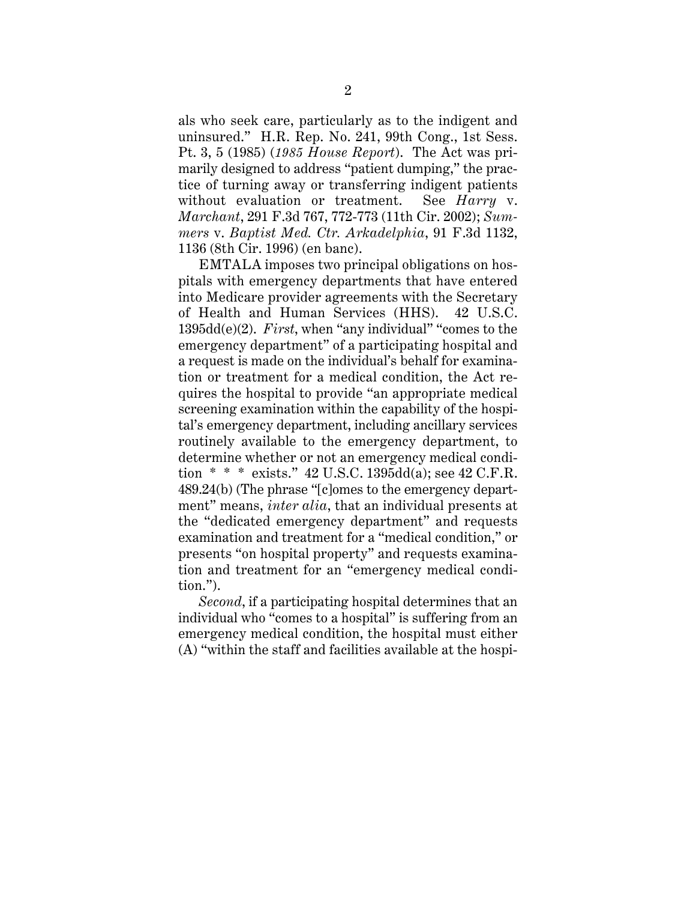als who seek care, particularly as to the indigent and uninsured." H.R. Rep. No. 241, 99th Cong., 1st Sess. Pt. 3, 5 (1985) (*1985 House Report*). The Act was primarily designed to address "patient dumping," the practice of turning away or transferring indigent patients without evaluation or treatment. See *Harry* v. *Marchant*, 291 F.3d 767, 772-773 (11th Cir. 2002); *Summers* v. *Baptist Med. Ctr. Arkadelphia*, 91 F.3d 1132, 1136 (8th Cir. 1996) (en banc).

EMTALA imposes two principal obligations on hospitals with emergency departments that have entered into Medicare provider agreements with the Secretary of Health and Human Services (HHS). 42 U.S.C. 1395dd(e)(2). *First*, when "any individual" "comes to the emergency department" of a participating hospital and a request is made on the individual's behalf for examination or treatment for a medical condition, the Act requires the hospital to provide "an appropriate medical screening examination within the capability of the hospital's emergency department, including ancillary services routinely available to the emergency department, to determine whether or not an emergency medical condition * * * exists." 42 U.S.C. 1395dd(a); see 42 C.F.R. 489.24(b) (The phrase "[c]omes to the emergency department" means, *inter alia*, that an individual presents at the "dedicated emergency department" and requests examination and treatment for a "medical condition," or presents "on hospital property" and requests examination and treatment for an "emergency medical condition.").

*Second*, if a participating hospital determines that an individual who "comes to a hospital" is suffering from an emergency medical condition, the hospital must either (A) "within the staff and facilities available at the hospi-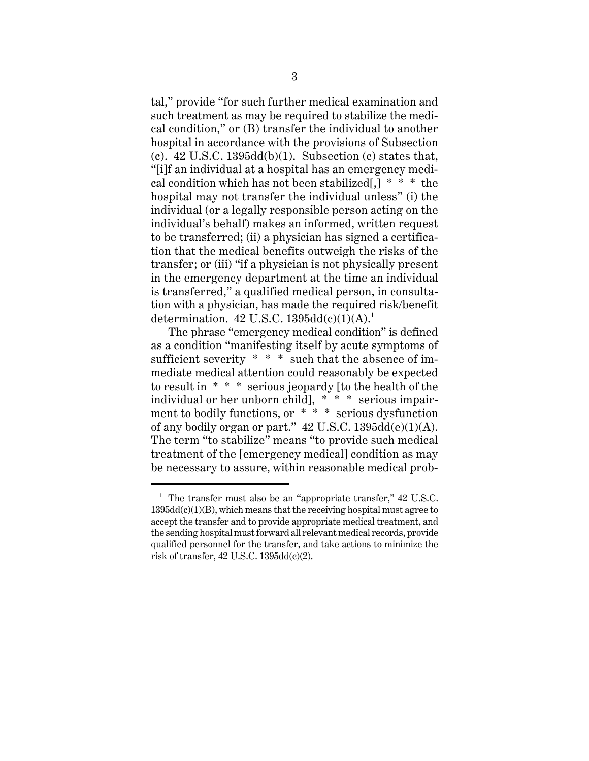tal," provide "for such further medical examination and such treatment as may be required to stabilize the medical condition," or (B) transfer the individual to another hospital in accordance with the provisions of Subsection (c). 42 U.S.C. 1395dd(b)(1). Subsection (c) states that, "[i]f an individual at a hospital has an emergency medical condition which has not been stabilized[,] * * * the hospital may not transfer the individual unless" (i) the individual (or a legally responsible person acting on the individual's behalf) makes an informed, written request to be transferred; (ii) a physician has signed a certification that the medical benefits outweigh the risks of the transfer; or (iii) "if a physician is not physically present in the emergency department at the time an individual is transferred," a qualified medical person, in consultation with a physician, has made the required risk/benefit determination. 42 U.S.C. 1395dd(c)(1)(A).[1]

The phrase "emergency medical condition" is defined as a condition "manifesting itself by acute symptoms of sufficient severity * * * such that the absence of immediate medical attention could reasonably be expected to result in * * * serious jeopardy [to the health of the individual or her unborn child], * * * serious impairment to bodily functions, or * * * serious dysfunction of any bodily organ or part." 42 U.S.C. 1395dd(e)(1)(A). The term "to stabilize" means "to provide such medical treatment of the [emergency medical] condition as may be necessary to assure, within reasonable medical prob-

---

[1] The transfer must also be an "appropriate transfer," 42 U.S.C. 1395dd(c)(1)(B), which means that the receiving hospital must agree to accept the transfer and to provide appropriate medical treatment, and the sending hospital must forward all relevant medical records, provide qualified personnel for the transfer, and take actions to minimize the risk of transfer, 42 U.S.C. 1395dd(c)(2).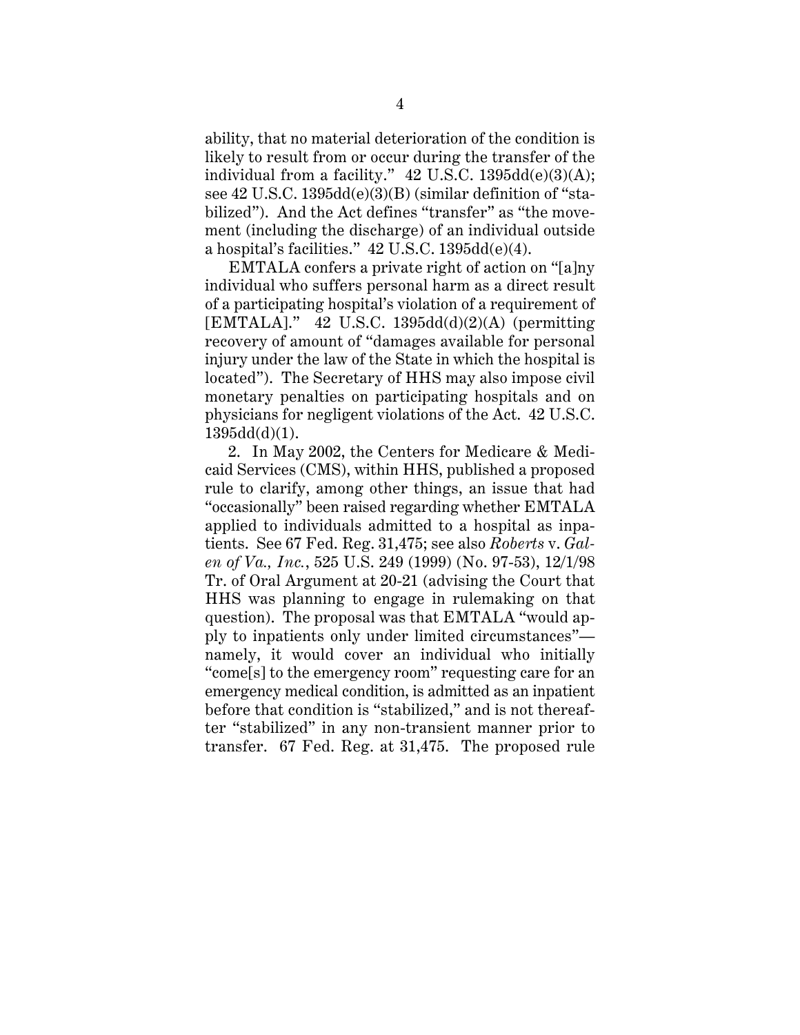ability, that no material deterioration of the condition is likely to result from or occur during the transfer of the individual from a facility." 42 U.S.C. 1395dd(e)(3)(A); see 42 U.S.C. 1395dd(e)(3)(B) (similar definition of "stabilized"). And the Act defines "transfer" as "the movement (including the discharge) of an individual outside a hospital's facilities." 42 U.S.C. 1395dd(e)(4).

EMTALA confers a private right of action on "[a]ny individual who suffers personal harm as a direct result of a participating hospital's violation of a requirement of [EMTALA]." 42 U.S.C. 1395dd(d)(2)(A) (permitting recovery of amount of "damages available for personal injury under the law of the State in which the hospital is located"). The Secretary of HHS may also impose civil monetary penalties on participating hospitals and on physicians for negligent violations of the Act. 42 U.S.C. 1395dd(d)(1).

2. In May 2002, the Centers for Medicare & Medicaid Services (CMS), within HHS, published a proposed rule to clarify, among other things, an issue that had "occasionally" been raised regarding whether EMTALA applied to individuals admitted to a hospital as inpatients. See 67 Fed. Reg. 31,475; see also *Roberts* v. *Galen of Va., Inc.*, 525 U.S. 249 (1999) (No. 97-53), 12/1/98 Tr. of Oral Argument at 20-21 (advising the Court that HHS was planning to engage in rulemaking on that question). The proposal was that EMTALA "would apply to inpatients only under limited circumstances"—namely, it would cover an individual who initially "come[s] to the emergency room" requesting care for an emergency medical condition, is admitted as an inpatient before that condition is "stabilized," and is not thereafter "stabilized" in any non-transient manner prior to transfer. 67 Fed. Reg. at 31,475. The proposed rule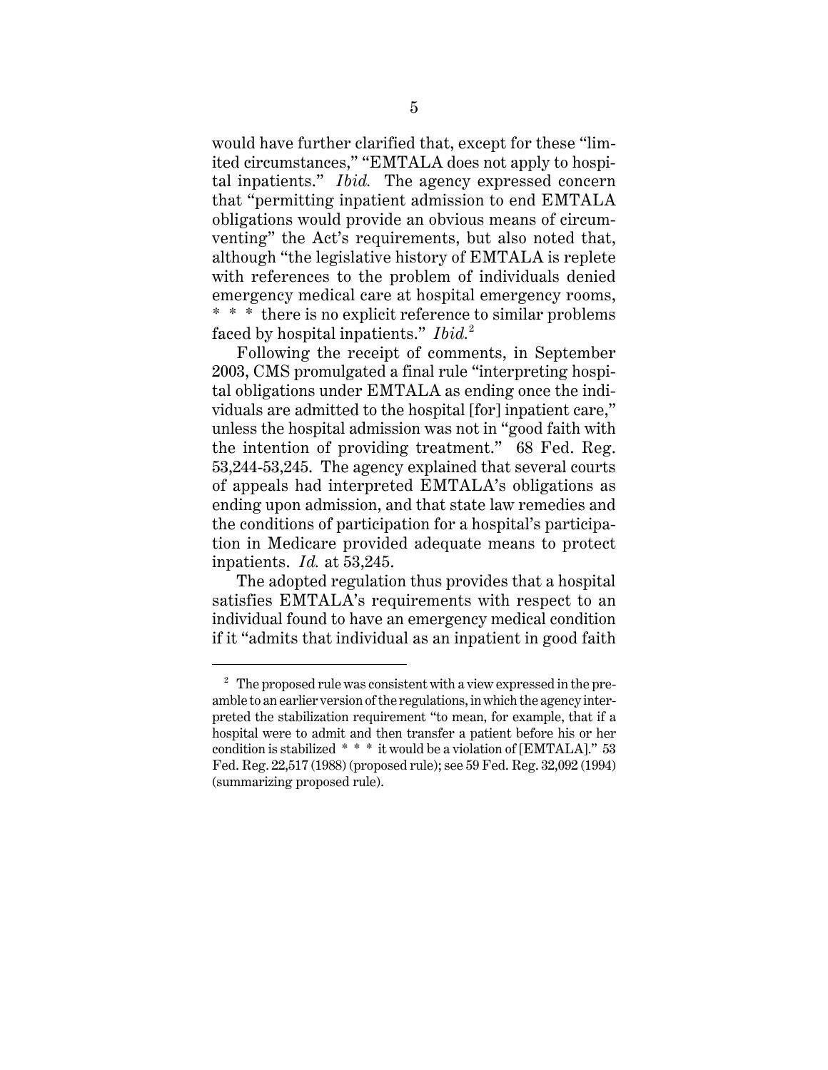would have further clarified that, except for these "limited circumstances," "EMTALA does not apply to hospital inpatients." *Ibid.* The agency expressed concern that "permitting inpatient admission to end EMTALA obligations would provide an obvious means of circumventing" the Act's requirements, but also noted that, although "the legislative history of EMTALA is replete with references to the problem of individuals denied emergency medical care at hospital emergency rooms, * * * there is no explicit reference to similar problems faced by hospital inpatients." *Ibid.*[2]

Following the receipt of comments, in September 2003, CMS promulgated a final rule "interpreting hospital obligations under EMTALA as ending once the individuals are admitted to the hospital [for] inpatient care," unless the hospital admission was not in "good faith with the intention of providing treatment." 68 Fed. Reg. 53,244-53,245. The agency explained that several courts of appeals had interpreted EMTALA's obligations as ending upon admission, and that state law remedies and the conditions of participation for a hospital's participation in Medicare provided adequate means to protect inpatients. *Id.* at 53,245.

The adopted regulation thus provides that a hospital satisfies EMTALA's requirements with respect to an individual found to have an emergency medical condition if it "admits that individual as an inpatient in good faith

---

[2] The proposed rule was consistent with a view expressed in the preamble to an earlier version of the regulations, in which the agency interpreted the stabilization requirement "to mean, for example, that if a hospital were to admit and then transfer a patient before his or her condition is stabilized * * * it would be a violation of [EMTALA]." 53 Fed. Reg. 22,517 (1988) (proposed rule); see 59 Fed. Reg. 32,092 (1994) (summarizing proposed rule).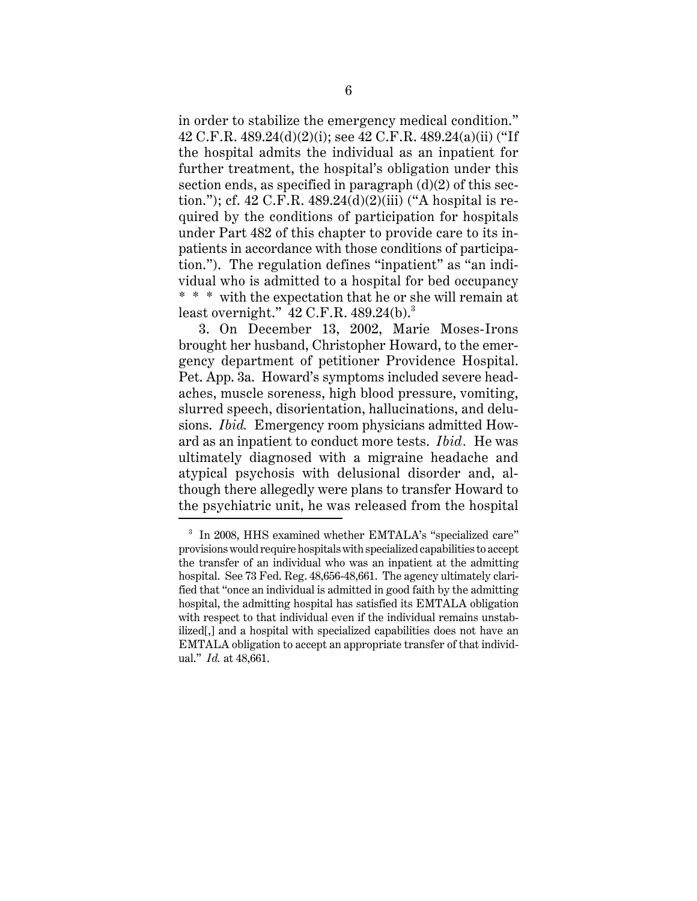in order to stabilize the emergency medical condition." 42 C.F.R. 489.24(d)(2)(i); see 42 C.F.R. 489.24(a)(ii) ("If the hospital admits the individual as an inpatient for further treatment, the hospital's obligation under this section ends, as specified in paragraph (d)(2) of this section."); cf. 42 C.F.R. 489.24(d)(2)(iii) ("A hospital is required by the conditions of participation for hospitals under Part 482 of this chapter to provide care to its inpatients in accordance with those conditions of participation."). The regulation defines "inpatient" as "an individual who is admitted to a hospital for bed occupancy * * * with the expectation that he or she will remain at least overnight." 42 C.F.R. 489.24(b).[3]

3. On December 13, 2002, Marie Moses-Irons brought her husband, Christopher Howard, to the emergency department of petitioner Providence Hospital. Pet. App. 3a. Howard's symptoms included severe headaches, muscle soreness, high blood pressure, vomiting, slurred speech, disorientation, hallucinations, and delusions. *Ibid.* Emergency room physicians admitted Howard as an inpatient to conduct more tests. *Ibid*. He was ultimately diagnosed with a migraine headache and atypical psychosis with delusional disorder and, although there allegedly were plans to transfer Howard to the psychiatric unit, he was released from the hospital

[3] In 2008, HHS examined whether EMTALA's "specialized care" provisions would require hospitals with specialized capabilities to accept the transfer of an individual who was an inpatient at the admitting hospital. See 73 Fed. Reg. 48,656-48,661. The agency ultimately clarified that "once an individual is admitted in good faith by the admitting hospital, the admitting hospital has satisfied its EMTALA obligation with respect to that individual even if the individual remains unstabilized[,] and a hospital with specialized capabilities does not have an EMTALA obligation to accept an appropriate transfer of that individual." *Id.* at 48,661.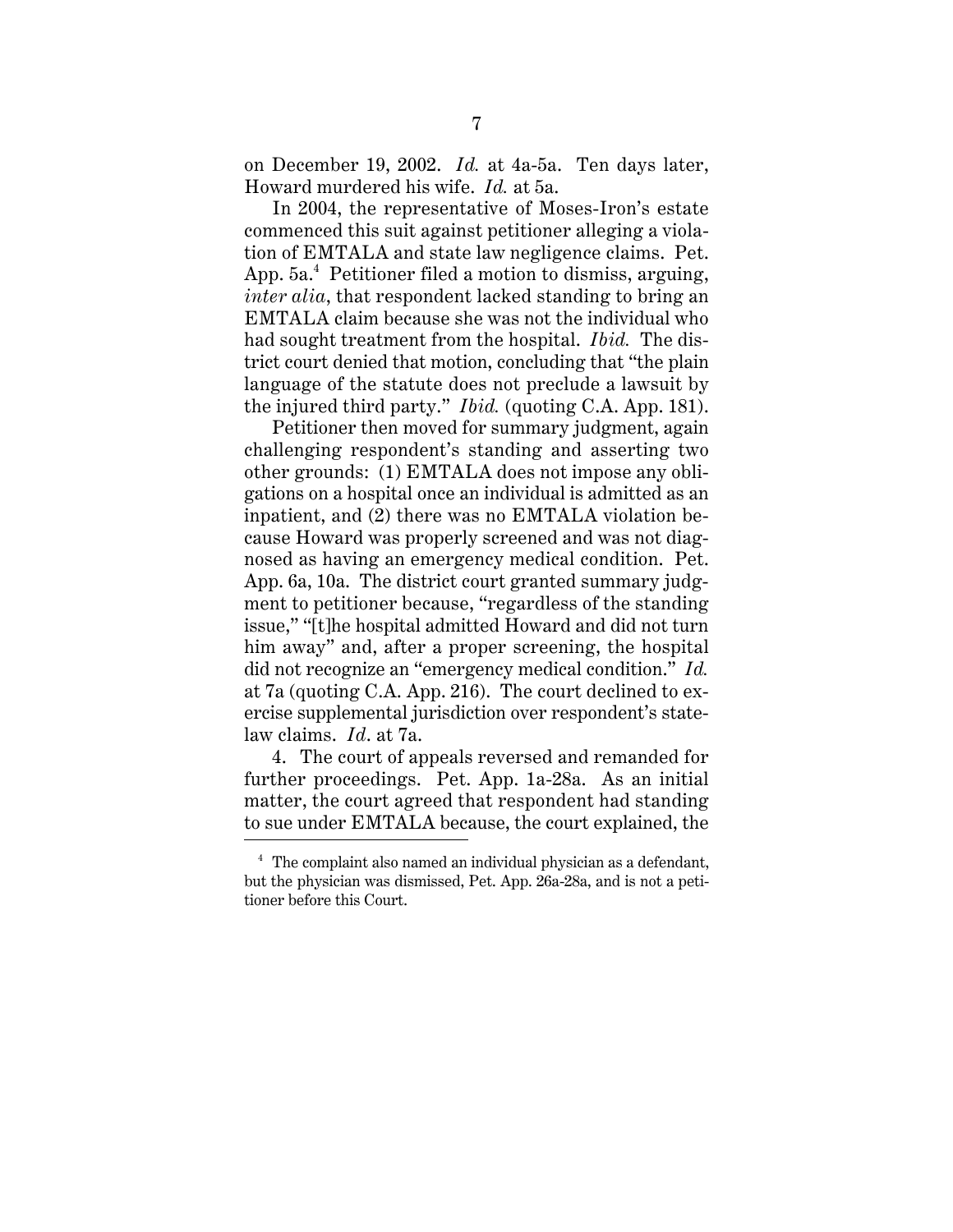on December 19, 2002. *Id.* at 4a-5a. Ten days later, Howard murdered his wife. *Id.* at 5a.

In 2004, the representative of Moses-Iron's estate commenced this suit against petitioner alleging a violation of EMTALA and state law negligence claims. Pet. App. 5a.[4] Petitioner filed a motion to dismiss, arguing, *inter alia*, that respondent lacked standing to bring an EMTALA claim because she was not the individual who had sought treatment from the hospital. *Ibid.* The district court denied that motion, concluding that "the plain language of the statute does not preclude a lawsuit by the injured third party." *Ibid.* (quoting C.A. App. 181).

Petitioner then moved for summary judgment, again challenging respondent's standing and asserting two other grounds: (1) EMTALA does not impose any obligations on a hospital once an individual is admitted as an inpatient, and (2) there was no EMTALA violation because Howard was properly screened and was not diagnosed as having an emergency medical condition. Pet. App. 6a, 10a. The district court granted summary judgment to petitioner because, "regardless of the standing issue," "[t]he hospital admitted Howard and did not turn him away" and, after a proper screening, the hospital did not recognize an "emergency medical condition." *Id.* at 7a (quoting C.A. App. 216). The court declined to exercise supplemental jurisdiction over respondent's state-law claims. *Id*. at 7a.

4. The court of appeals reversed and remanded for further proceedings. Pet. App. 1a-28a. As an initial matter, the court agreed that respondent had standing to sue under EMTALA because, the court explained, the

[4] The complaint also named an individual physician as a defendant, but the physician was dismissed, Pet. App. 26a-28a, and is not a petitioner before this Court.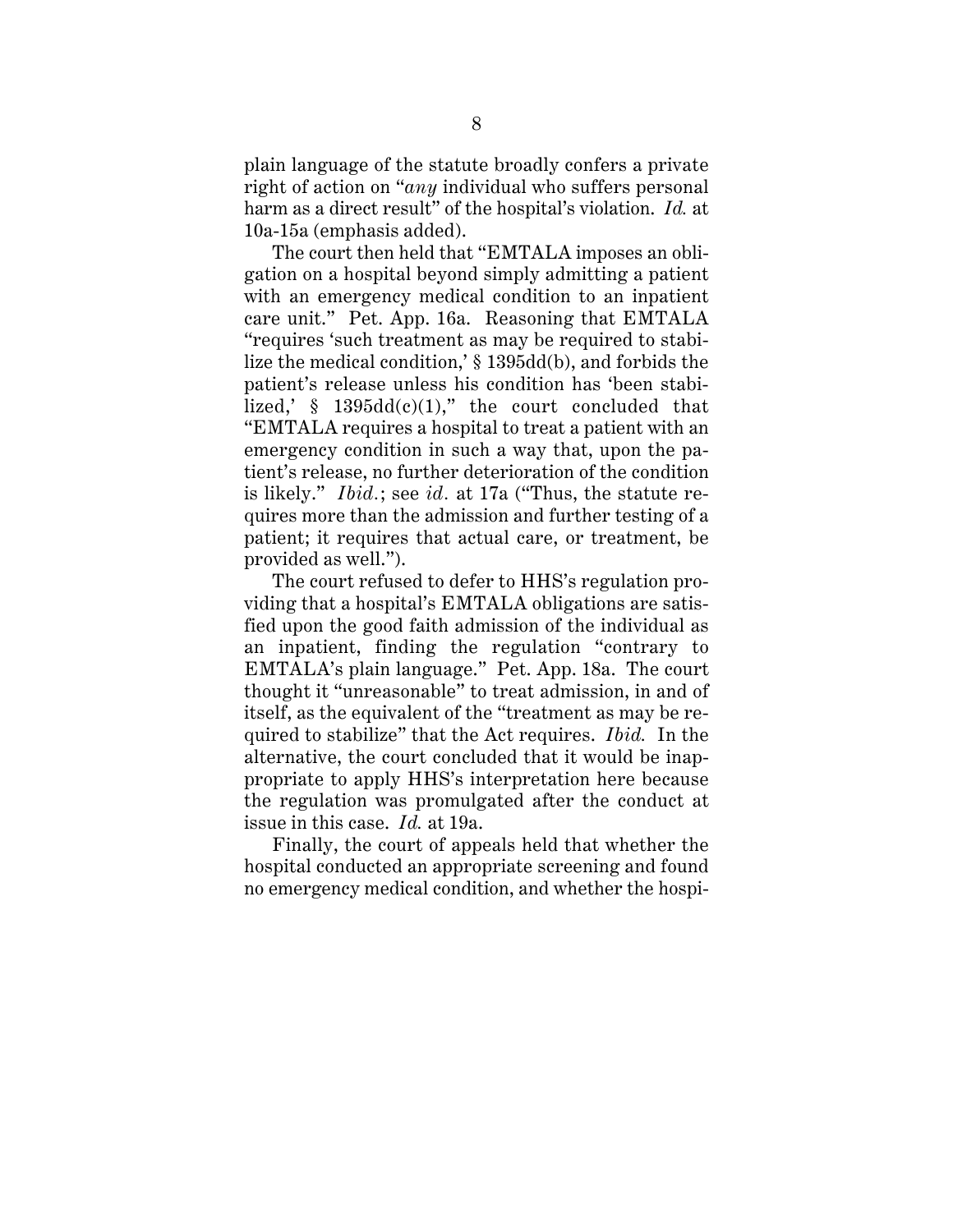plain language of the statute broadly confers a private right of action on "*any* individual who suffers personal harm as a direct result" of the hospital's violation. *Id.* at 10a-15a (emphasis added).

The court then held that "EMTALA imposes an obligation on a hospital beyond simply admitting a patient with an emergency medical condition to an inpatient care unit." Pet. App. 16a. Reasoning that EMTALA "requires 'such treatment as may be required to stabilize the medical condition,' § 1395dd(b), and forbids the patient's release unless his condition has 'been stabilized,' § 1395dd(c)(1)," the court concluded that "EMTALA requires a hospital to treat a patient with an emergency condition in such a way that, upon the patient's release, no further deterioration of the condition is likely." *Ibid.*; see *id.* at 17a ("Thus, the statute requires more than the admission and further testing of a patient; it requires that actual care, or treatment, be provided as well.").

The court refused to defer to HHS's regulation providing that a hospital's EMTALA obligations are satisfied upon the good faith admission of the individual as an inpatient, finding the regulation "contrary to EMTALA's plain language." Pet. App. 18a. The court thought it "unreasonable" to treat admission, in and of itself, as the equivalent of the "treatment as may be required to stabilize" that the Act requires. *Ibid.* In the alternative, the court concluded that it would be inappropriate to apply HHS's interpretation here because the regulation was promulgated after the conduct at issue in this case. *Id.* at 19a.

Finally, the court of appeals held that whether the hospital conducted an appropriate screening and found no emergency medical condition, and whether the hospi-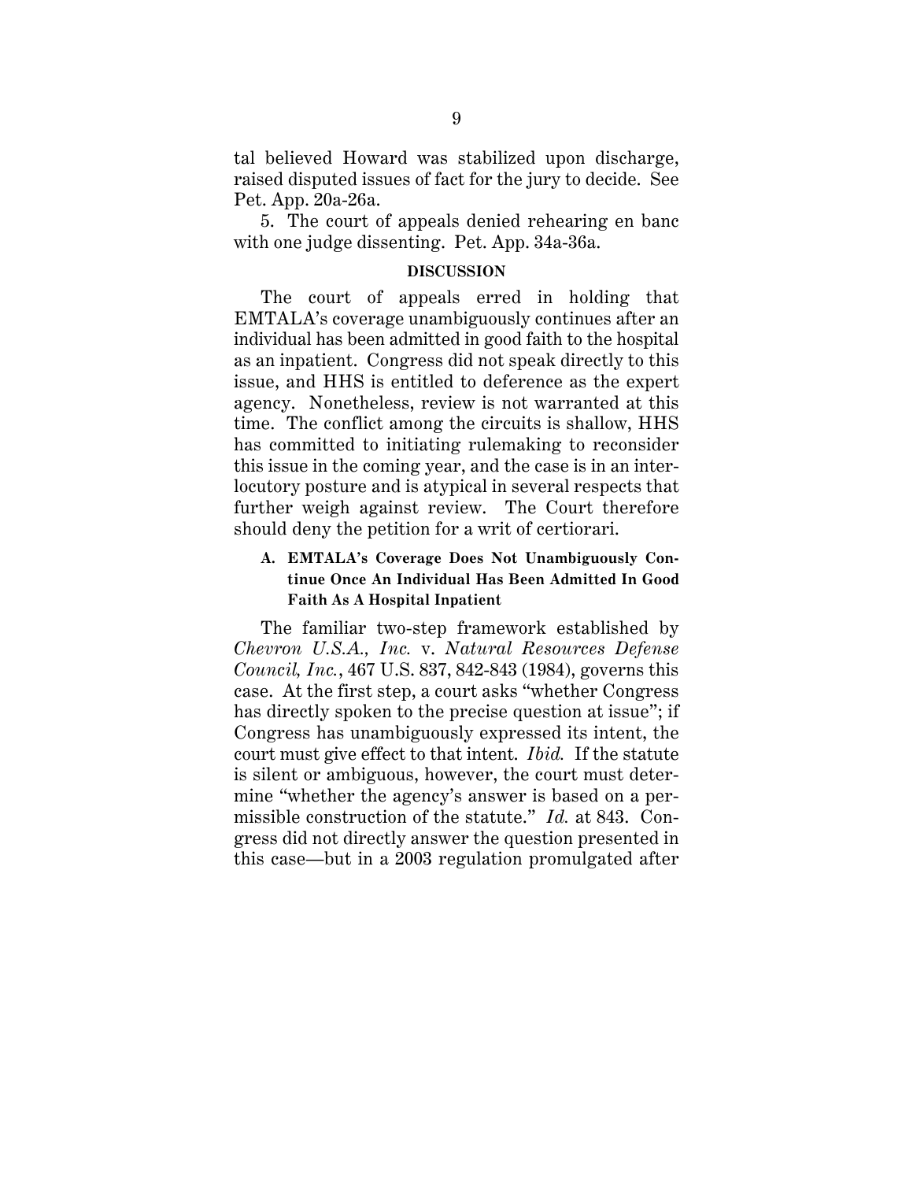tal believed Howard was stabilized upon discharge, raised disputed issues of fact for the jury to decide. See Pet. App. 20a-26a.

5. The court of appeals denied rehearing en banc with one judge dissenting. Pet. App. 34a-36a.

## DISCUSSION

The court of appeals erred in holding that EMTALA's coverage unambiguously continues after an individual has been admitted in good faith to the hospital as an inpatient. Congress did not speak directly to this issue, and HHS is entitled to deference as the expert agency. Nonetheless, review is not warranted at this time. The conflict among the circuits is shallow, HHS has committed to initiating rulemaking to reconsider this issue in the coming year, and the case is in an interlocutory posture and is atypical in several respects that further weigh against review. The Court therefore should deny the petition for a writ of certiorari.

### A. EMTALA's Coverage Does Not Unambiguously Continue Once An Individual Has Been Admitted In Good Faith As A Hospital Inpatient

The familiar two-step framework established by *Chevron U.S.A., Inc.* v. *Natural Resources Defense Council, Inc.*, 467 U.S. 837, 842-843 (1984), governs this case. At the first step, a court asks "whether Congress has directly spoken to the precise question at issue"; if Congress has unambiguously expressed its intent, the court must give effect to that intent. *Ibid.* If the statute is silent or ambiguous, however, the court must determine "whether the agency's answer is based on a permissible construction of the statute." *Id.* at 843. Congress did not directly answer the question presented in this case—but in a 2003 regulation promulgated after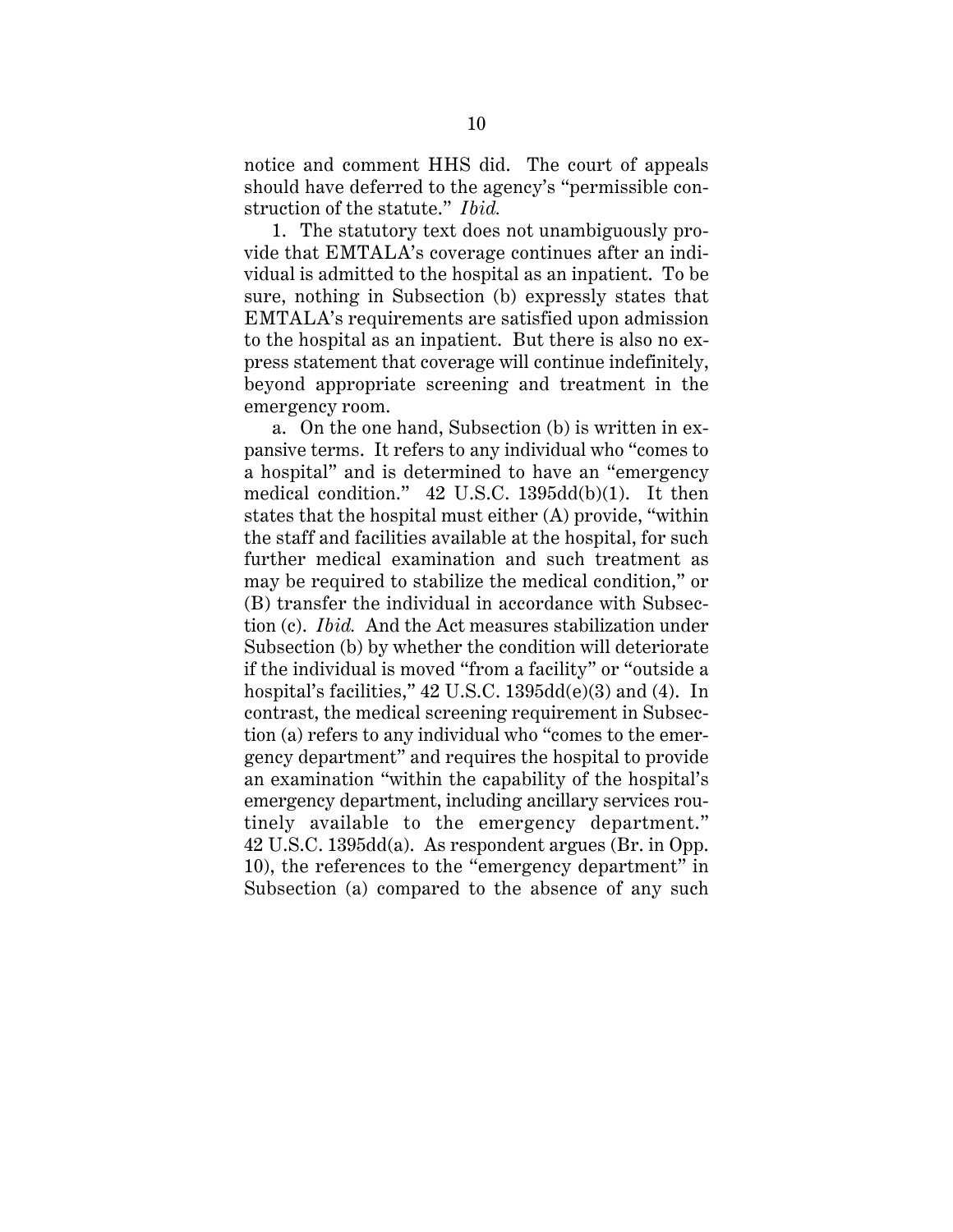notice and comment HHS did. The court of appeals should have deferred to the agency's "permissible construction of the statute." *Ibid.*

1. The statutory text does not unambiguously provide that EMTALA's coverage continues after an individual is admitted to the hospital as an inpatient. To be sure, nothing in Subsection (b) expressly states that EMTALA's requirements are satisfied upon admission to the hospital as an inpatient. But there is also no express statement that coverage will continue indefinitely, beyond appropriate screening and treatment in the emergency room.

a. On the one hand, Subsection (b) is written in expansive terms. It refers to any individual who "comes to a hospital" and is determined to have an "emergency medical condition." 42 U.S.C. 1395dd(b)(1). It then states that the hospital must either (A) provide, "within the staff and facilities available at the hospital, for such further medical examination and such treatment as may be required to stabilize the medical condition," or (B) transfer the individual in accordance with Subsection (c). *Ibid.* And the Act measures stabilization under Subsection (b) by whether the condition will deteriorate if the individual is moved "from a facility" or "outside a hospital's facilities," 42 U.S.C. 1395dd(e)(3) and (4). In contrast, the medical screening requirement in Subsection (a) refers to any individual who "comes to the emergency department" and requires the hospital to provide an examination "within the capability of the hospital's emergency department, including ancillary services routinely available to the emergency department." 42 U.S.C. 1395dd(a). As respondent argues (Br. in Opp. 10), the references to the "emergency department" in Subsection (a) compared to the absence of any such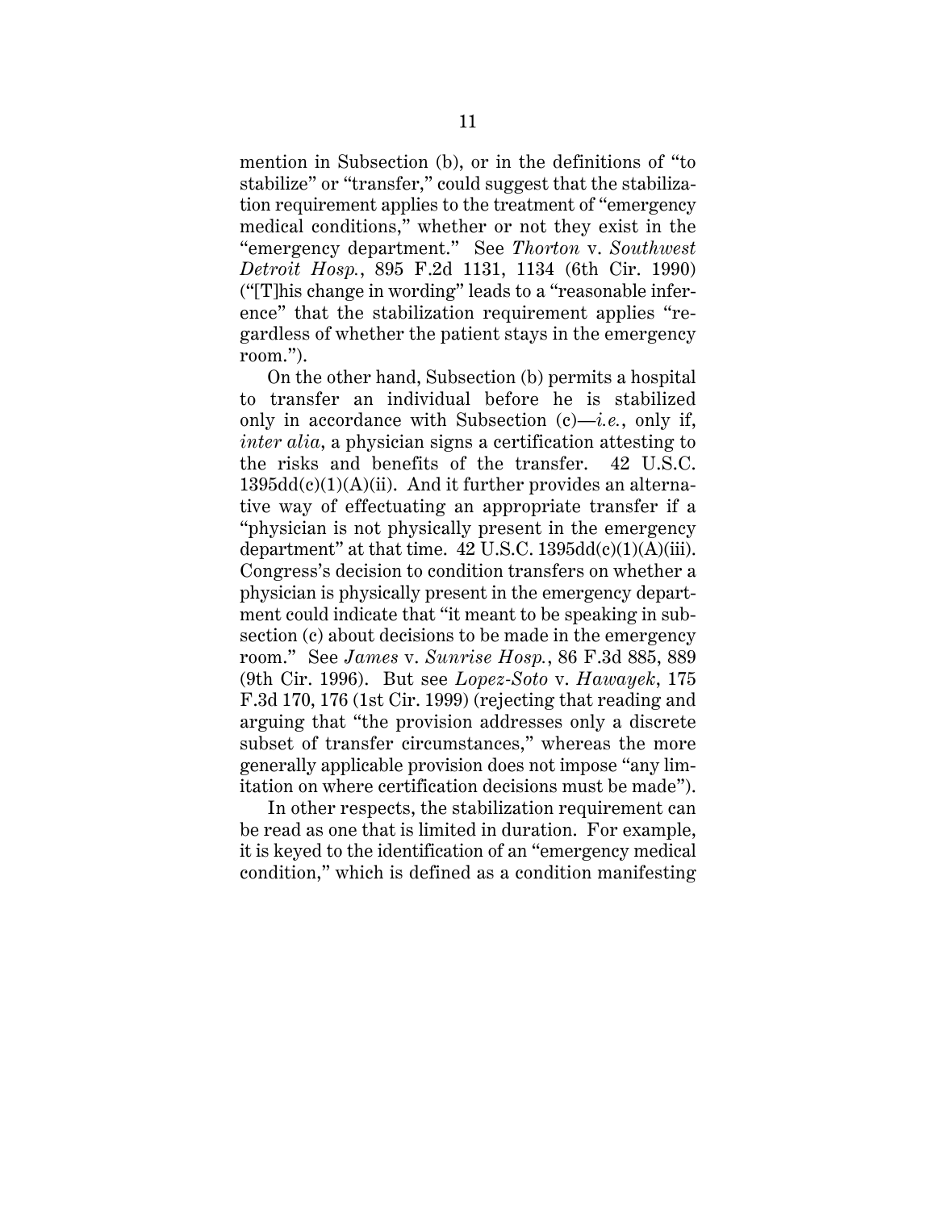mention in Subsection (b), or in the definitions of "to stabilize" or "transfer," could suggest that the stabilization requirement applies to the treatment of "emergency medical conditions," whether or not they exist in the "emergency department." See *Thorton* v. *Southwest Detroit Hosp.*, 895 F.2d 1131, 1134 (6th Cir. 1990) ("[T]his change in wording" leads to a "reasonable inference" that the stabilization requirement applies "regardless of whether the patient stays in the emergency room.").

On the other hand, Subsection (b) permits a hospital to transfer an individual before he is stabilized only in accordance with Subsection (c)—*i.e.*, only if, *inter alia*, a physician signs a certification attesting to the risks and benefits of the transfer. 42 U.S.C. 1395dd(c)(1)(A)(ii). And it further provides an alternative way of effectuating an appropriate transfer if a "physician is not physically present in the emergency department" at that time. 42 U.S.C. 1395dd(c)(1)(A)(iii). Congress's decision to condition transfers on whether a physician is physically present in the emergency department could indicate that "it meant to be speaking in subsection (c) about decisions to be made in the emergency room." See *James* v. *Sunrise Hosp.*, 86 F.3d 885, 889 (9th Cir. 1996). But see *Lopez-Soto* v. *Hawayek*, 175 F.3d 170, 176 (1st Cir. 1999) (rejecting that reading and arguing that "the provision addresses only a discrete subset of transfer circumstances," whereas the more generally applicable provision does not impose "any limitation on where certification decisions must be made").

In other respects, the stabilization requirement can be read as one that is limited in duration. For example, it is keyed to the identification of an "emergency medical condition," which is defined as a condition manifesting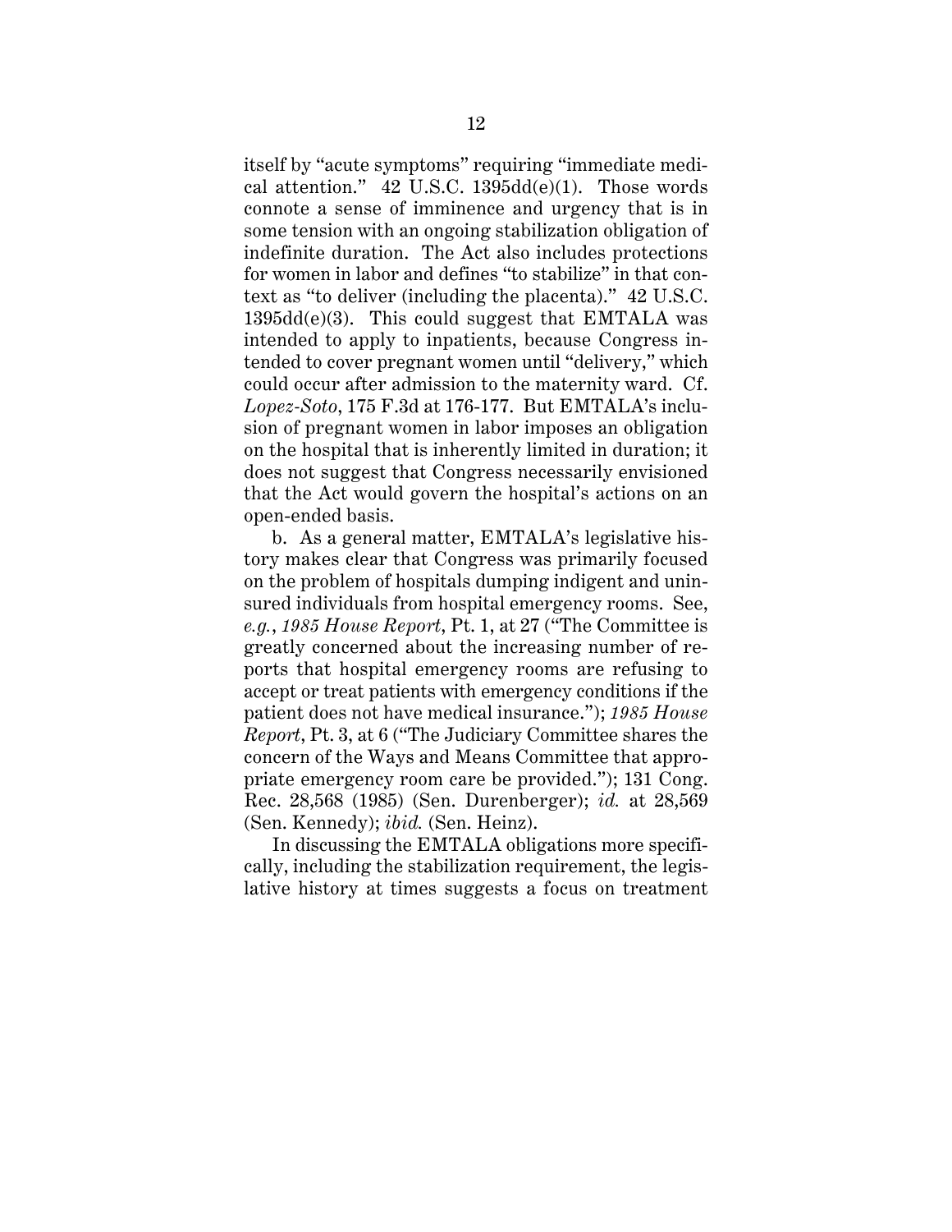itself by "acute symptoms" requiring "immediate medical attention." 42 U.S.C. 1395dd(e)(1). Those words connote a sense of imminence and urgency that is in some tension with an ongoing stabilization obligation of indefinite duration. The Act also includes protections for women in labor and defines "to stabilize" in that context as "to deliver (including the placenta)." 42 U.S.C. 1395dd(e)(3). This could suggest that EMTALA was intended to apply to inpatients, because Congress intended to cover pregnant women until "delivery," which could occur after admission to the maternity ward. Cf. *Lopez-Soto*, 175 F.3d at 176-177. But EMTALA's inclusion of pregnant women in labor imposes an obligation on the hospital that is inherently limited in duration; it does not suggest that Congress necessarily envisioned that the Act would govern the hospital's actions on an open-ended basis.

b. As a general matter, EMTALA's legislative history makes clear that Congress was primarily focused on the problem of hospitals dumping indigent and uninsured individuals from hospital emergency rooms. See, *e.g.*, *1985 House Report*, Pt. 1, at 27 ("The Committee is greatly concerned about the increasing number of reports that hospital emergency rooms are refusing to accept or treat patients with emergency conditions if the patient does not have medical insurance."); *1985 House Report*, Pt. 3, at 6 ("The Judiciary Committee shares the concern of the Ways and Means Committee that appropriate emergency room care be provided."); 131 Cong. Rec. 28,568 (1985) (Sen. Durenberger); *id.* at 28,569 (Sen. Kennedy); *ibid.* (Sen. Heinz).

In discussing the EMTALA obligations more specifically, including the stabilization requirement, the legislative history at times suggests a focus on treatment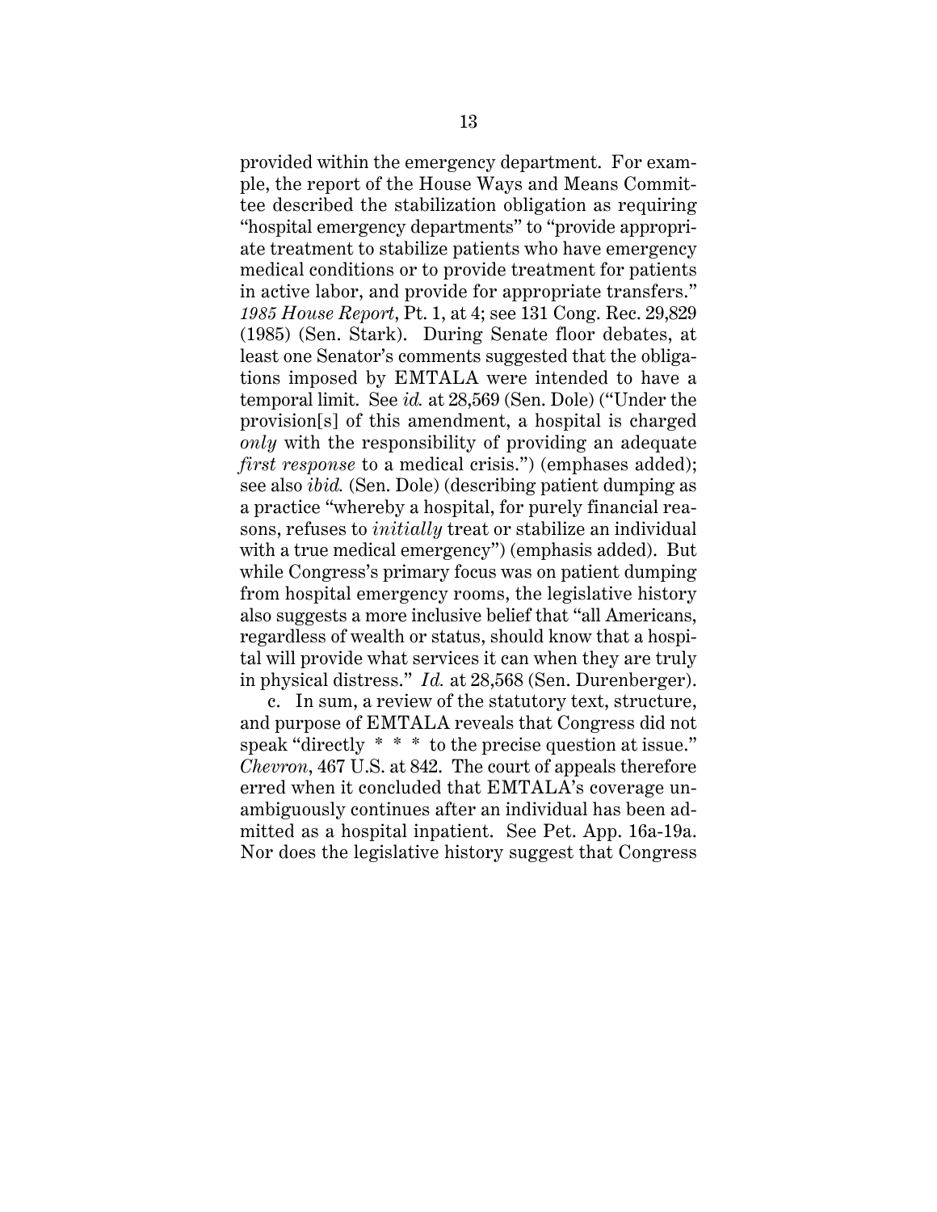provided within the emergency department. For example, the report of the House Ways and Means Committee described the stabilization obligation as requiring "hospital emergency departments" to "provide appropriate treatment to stabilize patients who have emergency medical conditions or to provide treatment for patients in active labor, and provide for appropriate transfers." *1985 House Report*, Pt. 1, at 4; see 131 Cong. Rec. 29,829 (1985) (Sen. Stark). During Senate floor debates, at least one Senator's comments suggested that the obligations imposed by EMTALA were intended to have a temporal limit. See *id.* at 28,569 (Sen. Dole) ("Under the provision[s] of this amendment, a hospital is charged *only* with the responsibility of providing an adequate *first response* to a medical crisis.") (emphases added); see also *ibid.* (Sen. Dole) (describing patient dumping as a practice "whereby a hospital, for purely financial reasons, refuses to *initially* treat or stabilize an individual with a true medical emergency") (emphasis added). But while Congress's primary focus was on patient dumping from hospital emergency rooms, the legislative history also suggests a more inclusive belief that "all Americans, regardless of wealth or status, should know that a hospital will provide what services it can when they are truly in physical distress." *Id.* at 28,568 (Sen. Durenberger).

c. In sum, a review of the statutory text, structure, and purpose of EMTALA reveals that Congress did not speak "directly * * * to the precise question at issue." *Chevron*, 467 U.S. at 842. The court of appeals therefore erred when it concluded that EMTALA's coverage unambiguously continues after an individual has been admitted as a hospital inpatient. See Pet. App. 16a-19a. Nor does the legislative history suggest that Congress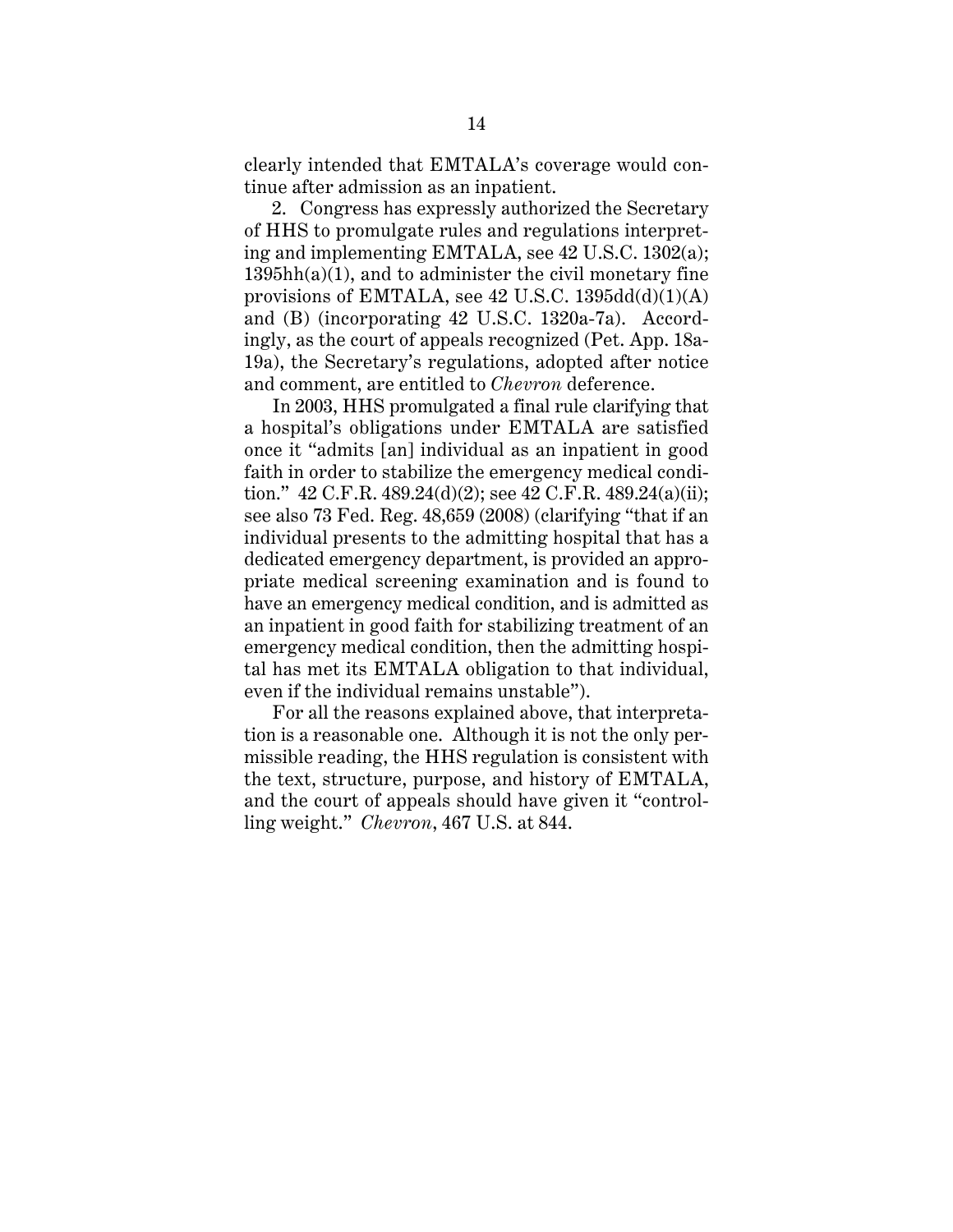clearly intended that EMTALA's coverage would continue after admission as an inpatient.

2. Congress has expressly authorized the Secretary of HHS to promulgate rules and regulations interpreting and implementing EMTALA, see 42 U.S.C. 1302(a); 1395hh(a)(1), and to administer the civil monetary fine provisions of EMTALA, see 42 U.S.C. 1395dd(d)(1)(A) and (B) (incorporating 42 U.S.C. 1320a-7a). Accordingly, as the court of appeals recognized (Pet. App. 18a-19a), the Secretary's regulations, adopted after notice and comment, are entitled to *Chevron* deference.

In 2003, HHS promulgated a final rule clarifying that a hospital's obligations under EMTALA are satisfied once it "admits [an] individual as an inpatient in good faith in order to stabilize the emergency medical condition." 42 C.F.R. 489.24(d)(2); see 42 C.F.R. 489.24(a)(ii); see also 73 Fed. Reg. 48,659 (2008) (clarifying "that if an individual presents to the admitting hospital that has a dedicated emergency department, is provided an appropriate medical screening examination and is found to have an emergency medical condition, and is admitted as an inpatient in good faith for stabilizing treatment of an emergency medical condition, then the admitting hospital has met its EMTALA obligation to that individual, even if the individual remains unstable").

For all the reasons explained above, that interpretation is a reasonable one. Although it is not the only permissible reading, the HHS regulation is consistent with the text, structure, purpose, and history of EMTALA, and the court of appeals should have given it "controlling weight." *Chevron*, 467 U.S. at 844.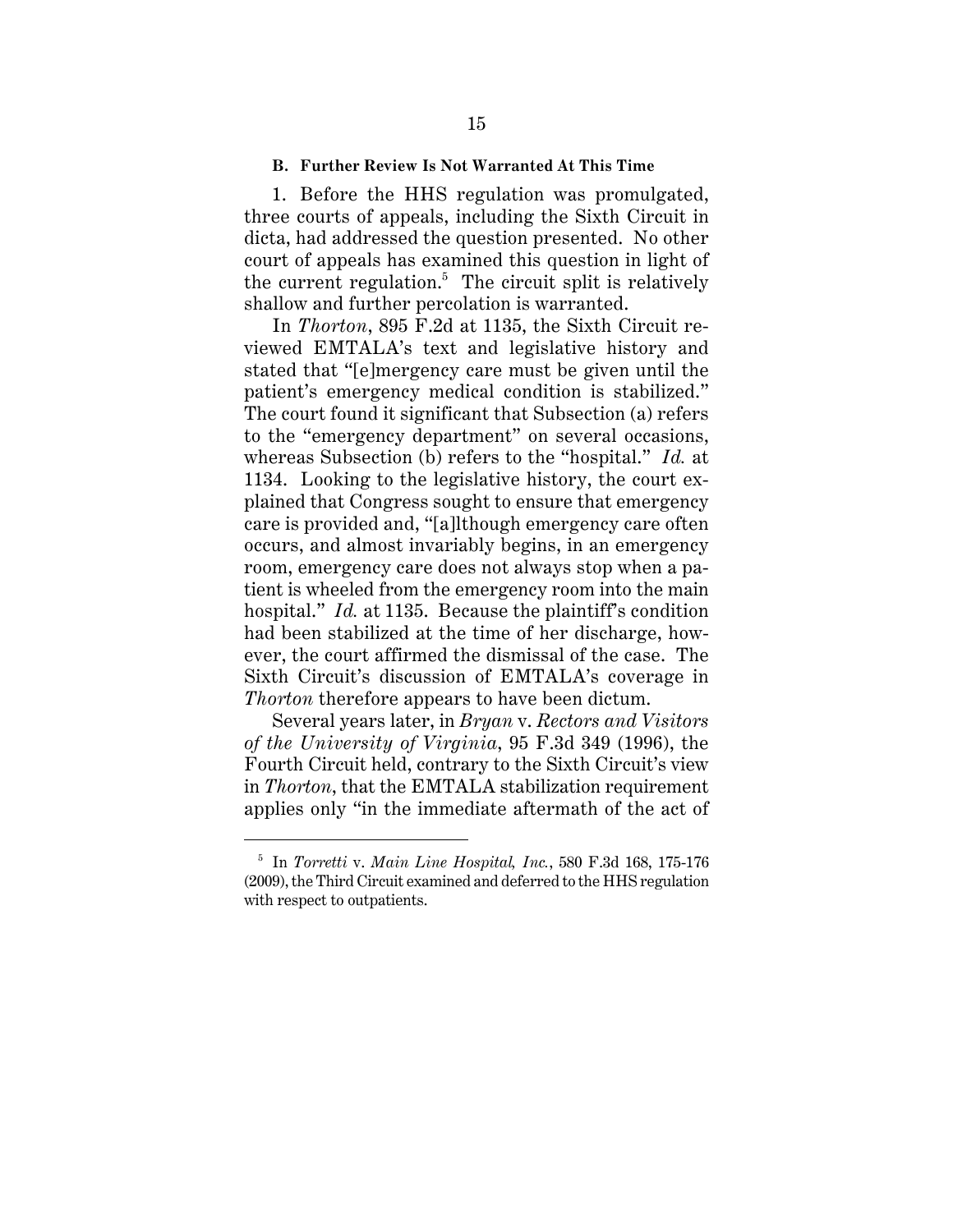### B. Further Review Is Not Warranted At This Time

1. Before the HHS regulation was promulgated, three courts of appeals, including the Sixth Circuit in dicta, had addressed the question presented. No other court of appeals has examined this question in light of the current regulation.[5] The circuit split is relatively shallow and further percolation is warranted.

In *Thorton*, 895 F.2d at 1135, the Sixth Circuit reviewed EMTALA's text and legislative history and stated that "[e]mergency care must be given until the patient's emergency medical condition is stabilized." The court found it significant that Subsection (a) refers to the "emergency department" on several occasions, whereas Subsection (b) refers to the "hospital." *Id.* at 1134. Looking to the legislative history, the court explained that Congress sought to ensure that emergency care is provided and, "[a]lthough emergency care often occurs, and almost invariably begins, in an emergency room, emergency care does not always stop when a patient is wheeled from the emergency room into the main hospital." *Id.* at 1135. Because the plaintiff's condition had been stabilized at the time of her discharge, however, the court affirmed the dismissal of the case. The Sixth Circuit's discussion of EMTALA's coverage in *Thorton* therefore appears to have been dictum.

Several years later, in *Bryan* v. *Rectors and Visitors of the University of Virginia*, 95 F.3d 349 (1996), the Fourth Circuit held, contrary to the Sixth Circuit's view in *Thorton*, that the EMTALA stabilization requirement applies only "in the immediate aftermath of the act of

---

[5] In *Torretti* v. *Main Line Hospital, Inc.*, 580 F.3d 168, 175-176 (2009), the Third Circuit examined and deferred to the HHS regulation with respect to outpatients.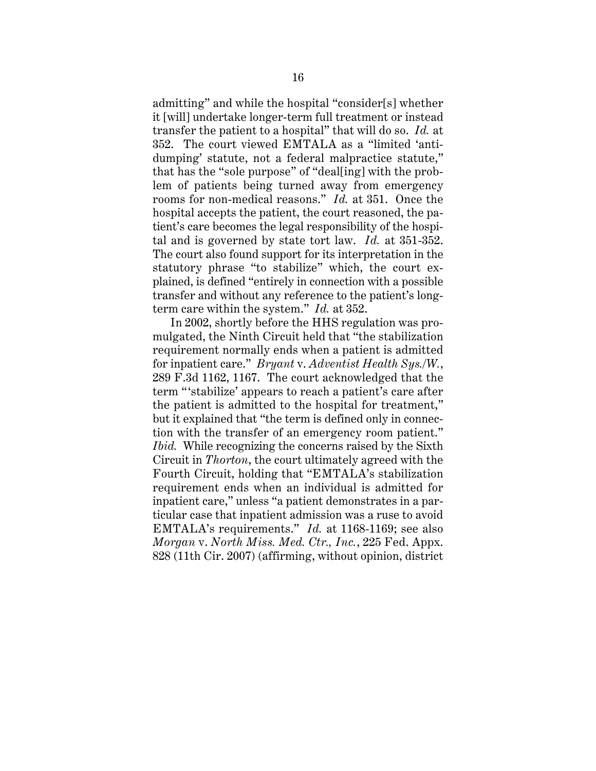admitting" and while the hospital "consider[s] whether it [will] undertake longer-term full treatment or instead transfer the patient to a hospital" that will do so. *Id.* at 352. The court viewed EMTALA as a "limited 'anti-dumping' statute, not a federal malpractice statute," that has the "sole purpose" of "deal[ing] with the problem of patients being turned away from emergency rooms for non-medical reasons." *Id.* at 351. Once the hospital accepts the patient, the court reasoned, the patient's care becomes the legal responsibility of the hospital and is governed by state tort law. *Id.* at 351-352. The court also found support for its interpretation in the statutory phrase "to stabilize" which, the court explained, is defined "entirely in connection with a possible transfer and without any reference to the patient's long-term care within the system." *Id.* at 352.

In 2002, shortly before the HHS regulation was promulgated, the Ninth Circuit held that "the stabilization requirement normally ends when a patient is admitted for inpatient care." *Bryant* v. *Adventist Health Sys./W.*, 289 F.3d 1162, 1167. The court acknowledged that the term "'stabilize' appears to reach a patient's care after the patient is admitted to the hospital for treatment," but it explained that "the term is defined only in connection with the transfer of an emergency room patient." *Ibid.* While recognizing the concerns raised by the Sixth Circuit in *Thorton*, the court ultimately agreed with the Fourth Circuit, holding that "EMTALA's stabilization requirement ends when an individual is admitted for inpatient care," unless "a patient demonstrates in a particular case that inpatient admission was a ruse to avoid EMTALA's requirements." *Id.* at 1168-1169; see also *Morgan* v. *North Miss. Med. Ctr., Inc.*, 225 Fed. Appx. 828 (11th Cir. 2007) (affirming, without opinion, district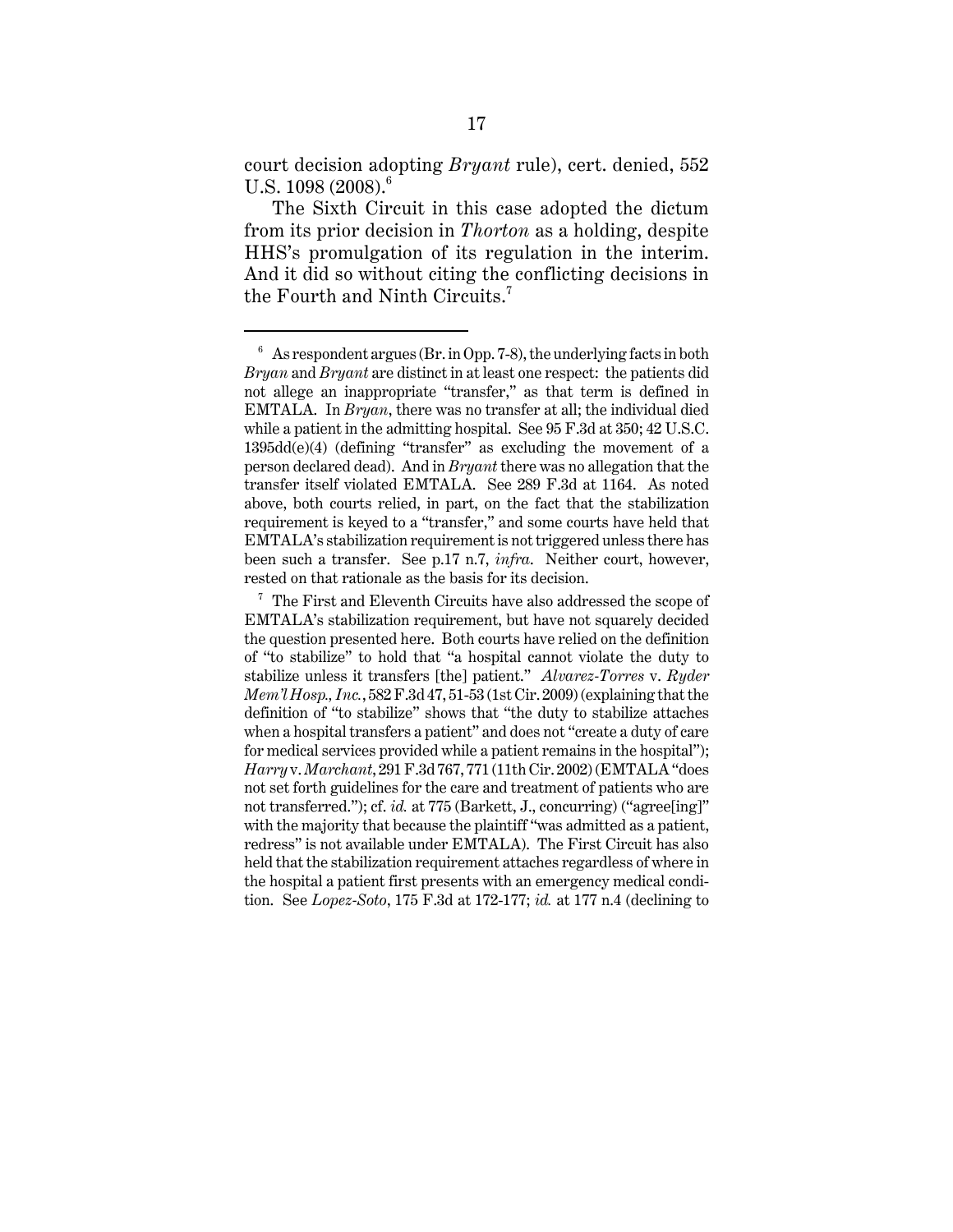court decision adopting *Bryant* rule), cert. denied, 552 U.S. 1098 (2008).[6]

The Sixth Circuit in this case adopted the dictum from its prior decision in *Thorton* as a holding, despite HHS's promulgation of its regulation in the interim. And it did so without citing the conflicting decisions in the Fourth and Ninth Circuits.[7]

---

[6] As respondent argues (Br. in Opp. 7-8), the underlying facts in both *Bryan* and *Bryant* are distinct in at least one respect: the patients did not allege an inappropriate "transfer," as that term is defined in EMTALA. In *Bryan*, there was no transfer at all; the individual died while a patient in the admitting hospital. See 95 F.3d at 350; 42 U.S.C. 1395dd(e)(4) (defining "transfer" as excluding the movement of a person declared dead). And in *Bryant* there was no allegation that the transfer itself violated EMTALA. See 289 F.3d at 1164. As noted above, both courts relied, in part, on the fact that the stabilization requirement is keyed to a "transfer," and some courts have held that EMTALA's stabilization requirement is not triggered unless there has been such a transfer. See p.17 n.7, *infra*. Neither court, however, rested on that rationale as the basis for its decision.

[7] The First and Eleventh Circuits have also addressed the scope of EMTALA's stabilization requirement, but have not squarely decided the question presented here. Both courts have relied on the definition of "to stabilize" to hold that "a hospital cannot violate the duty to stabilize unless it transfers [the] patient." *Alvarez-Torres* v. *Ryder Mem'l Hosp., Inc.*, 582 F.3d 47, 51-53 (1st Cir. 2009) (explaining that the definition of "to stabilize" shows that "the duty to stabilize attaches when a hospital transfers a patient" and does not "create a duty of care for medical services provided while a patient remains in the hospital"); *Harry* v. *Marchant*, 291 F.3d 767, 771 (11th Cir. 2002) (EMTALA "does not set forth guidelines for the care and treatment of patients who are not transferred."); cf. *id.* at 775 (Barkett, J., concurring) ("agree[ing]" with the majority that because the plaintiff "was admitted as a patient, redress" is not available under EMTALA). The First Circuit has also held that the stabilization requirement attaches regardless of where in the hospital a patient first presents with an emergency medical condition. See *Lopez-Soto*, 175 F.3d at 172-177; *id.* at 177 n.4 (declining to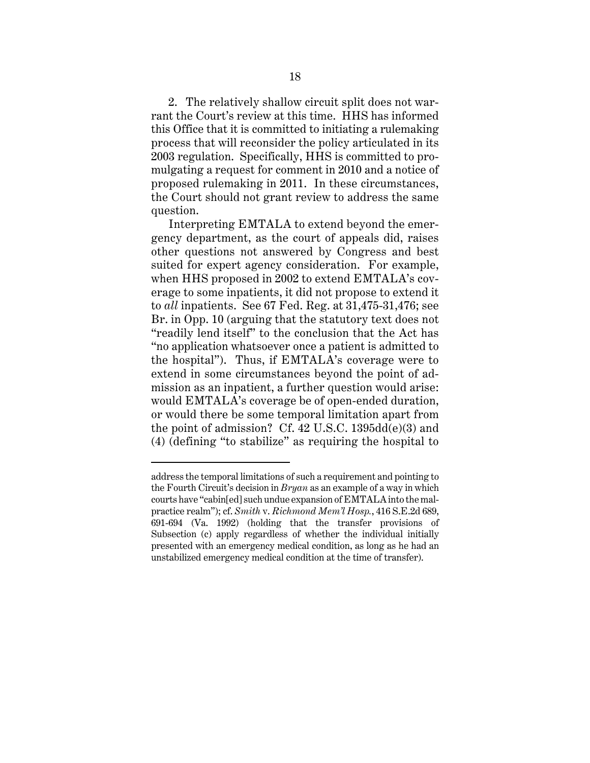2. The relatively shallow circuit split does not warrant the Court's review at this time. HHS has informed this Office that it is committed to initiating a rulemaking process that will reconsider the policy articulated in its 2003 regulation. Specifically, HHS is committed to promulgating a request for comment in 2010 and a notice of proposed rulemaking in 2011. In these circumstances, the Court should not grant review to address the same question.

Interpreting EMTALA to extend beyond the emergency department, as the court of appeals did, raises other questions not answered by Congress and best suited for expert agency consideration. For example, when HHS proposed in 2002 to extend EMTALA's coverage to some inpatients, it did not propose to extend it to *all* inpatients. See 67 Fed. Reg. at 31,475-31,476; see Br. in Opp. 10 (arguing that the statutory text does not "readily lend itself" to the conclusion that the Act has "no application whatsoever once a patient is admitted to the hospital"). Thus, if EMTALA's coverage were to extend in some circumstances beyond the point of admission as an inpatient, a further question would arise: would EMTALA's coverage be of open-ended duration, or would there be some temporal limitation apart from the point of admission? Cf. 42 U.S.C. 1395dd(e)(3) and (4) (defining "to stabilize" as requiring the hospital to

---

address the temporal limitations of such a requirement and pointing to the Fourth Circuit's decision in *Bryan* as an example of a way in which courts have "cabin[ed] such undue expansion of EMTALA into the malpractice realm"); cf. *Smith* v. *Richmond Mem'l Hosp.*, 416 S.E.2d 689, 691-694 (Va. 1992) (holding that the transfer provisions of Subsection (c) apply regardless of whether the individual initially presented with an emergency medical condition, as long as he had an unstabilized emergency medical condition at the time of transfer).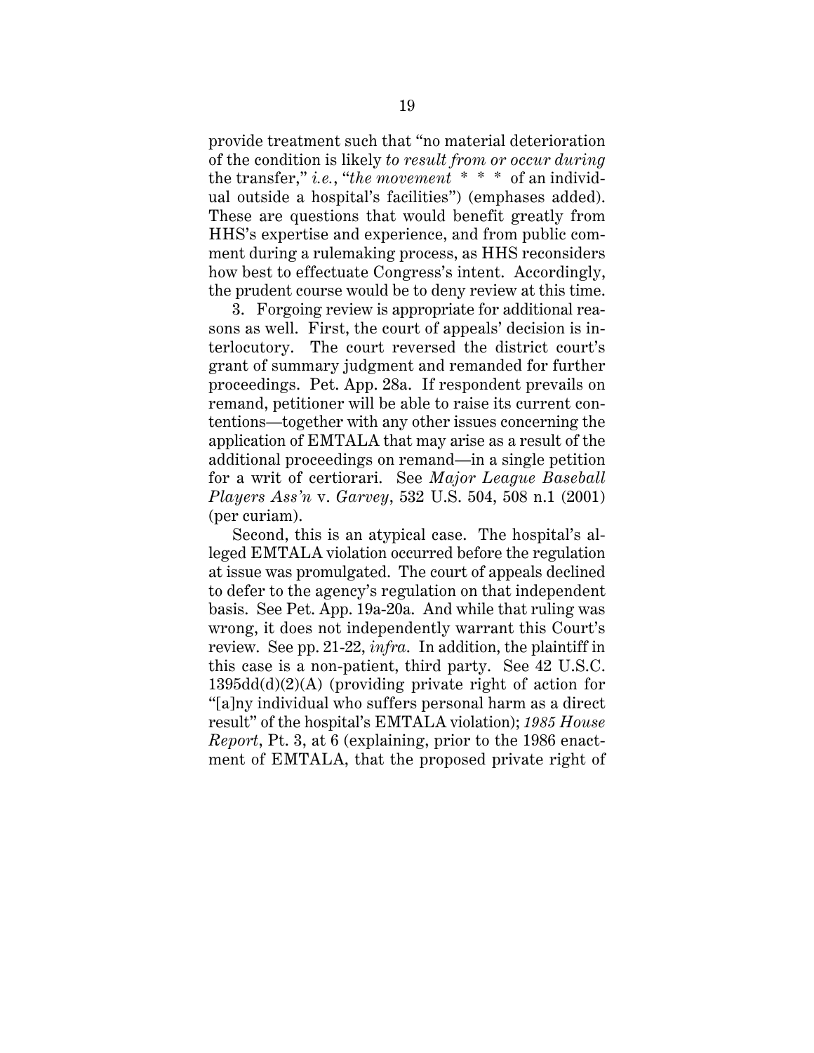provide treatment such that "no material deterioration of the condition is likely *to result from or occur during* the transfer," *i.e.*, "*the movement* * * * of an individual outside a hospital's facilities") (emphases added). These are questions that would benefit greatly from HHS's expertise and experience, and from public comment during a rulemaking process, as HHS reconsiders how best to effectuate Congress's intent. Accordingly, the prudent course would be to deny review at this time.

3. Forgoing review is appropriate for additional reasons as well. First, the court of appeals' decision is interlocutory. The court reversed the district court's grant of summary judgment and remanded for further proceedings. Pet. App. 28a. If respondent prevails on remand, petitioner will be able to raise its current contentions—together with any other issues concerning the application of EMTALA that may arise as a result of the additional proceedings on remand—in a single petition for a writ of certiorari. See *Major League Baseball Players Ass'n* v. *Garvey*, 532 U.S. 504, 508 n.1 (2001) (per curiam).

Second, this is an atypical case. The hospital's alleged EMTALA violation occurred before the regulation at issue was promulgated. The court of appeals declined to defer to the agency's regulation on that independent basis. See Pet. App. 19a-20a. And while that ruling was wrong, it does not independently warrant this Court's review. See pp. 21-22, *infra*. In addition, the plaintiff in this case is a non-patient, third party. See 42 U.S.C. 1395dd(d)(2)(A) (providing private right of action for "[a]ny individual who suffers personal harm as a direct result" of the hospital's EMTALA violation); *1985 House Report*, Pt. 3, at 6 (explaining, prior to the 1986 enactment of EMTALA, that the proposed private right of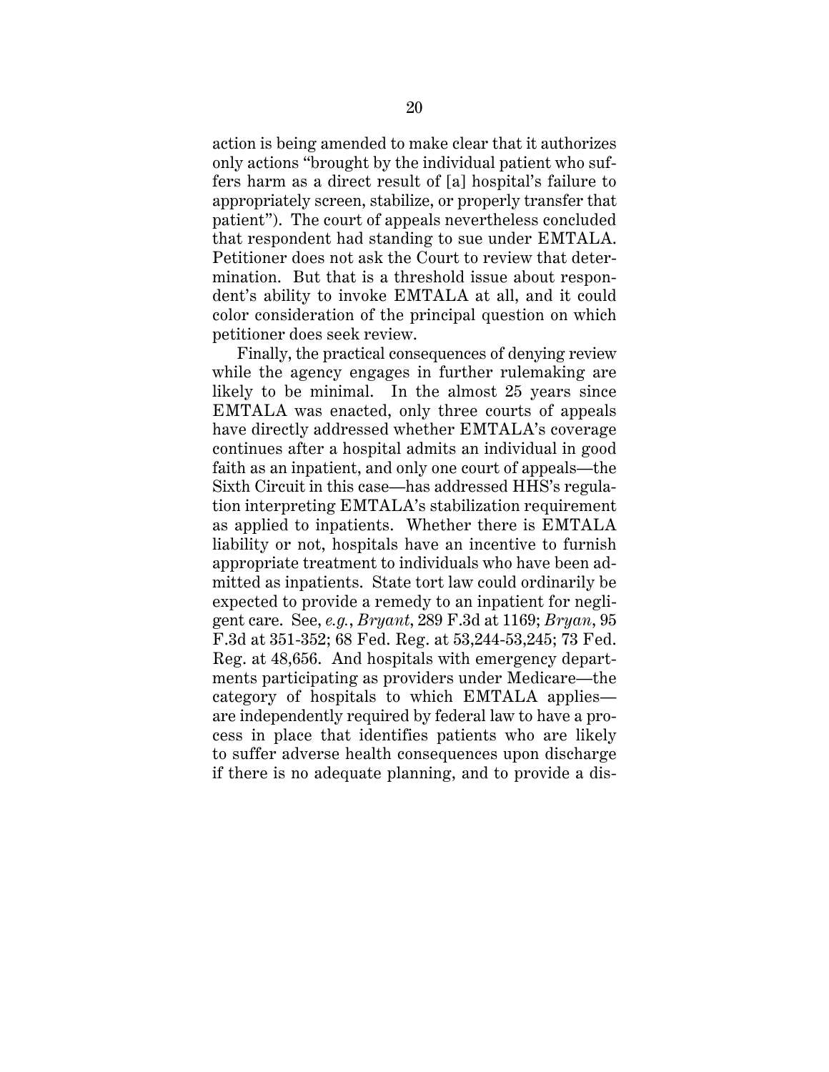action is being amended to make clear that it authorizes only actions "brought by the individual patient who suffers harm as a direct result of [a] hospital's failure to appropriately screen, stabilize, or properly transfer that patient"). The court of appeals nevertheless concluded that respondent had standing to sue under EMTALA. Petitioner does not ask the Court to review that determination. But that is a threshold issue about respondent's ability to invoke EMTALA at all, and it could color consideration of the principal question on which petitioner does seek review.

Finally, the practical consequences of denying review while the agency engages in further rulemaking are likely to be minimal. In the almost 25 years since EMTALA was enacted, only three courts of appeals have directly addressed whether EMTALA's coverage continues after a hospital admits an individual in good faith as an inpatient, and only one court of appeals—the Sixth Circuit in this case—has addressed HHS's regulation interpreting EMTALA's stabilization requirement as applied to inpatients. Whether there is EMTALA liability or not, hospitals have an incentive to furnish appropriate treatment to individuals who have been admitted as inpatients. State tort law could ordinarily be expected to provide a remedy to an inpatient for negligent care. See, *e.g.*, *Bryant*, 289 F.3d at 1169; *Bryan*, 95 F.3d at 351-352; 68 Fed. Reg. at 53,244-53,245; 73 Fed. Reg. at 48,656. And hospitals with emergency departments participating as providers under Medicare—the category of hospitals to which EMTALA applies—are independently required by federal law to have a process in place that identifies patients who are likely to suffer adverse health consequences upon discharge if there is no adequate planning, and to provide a dis-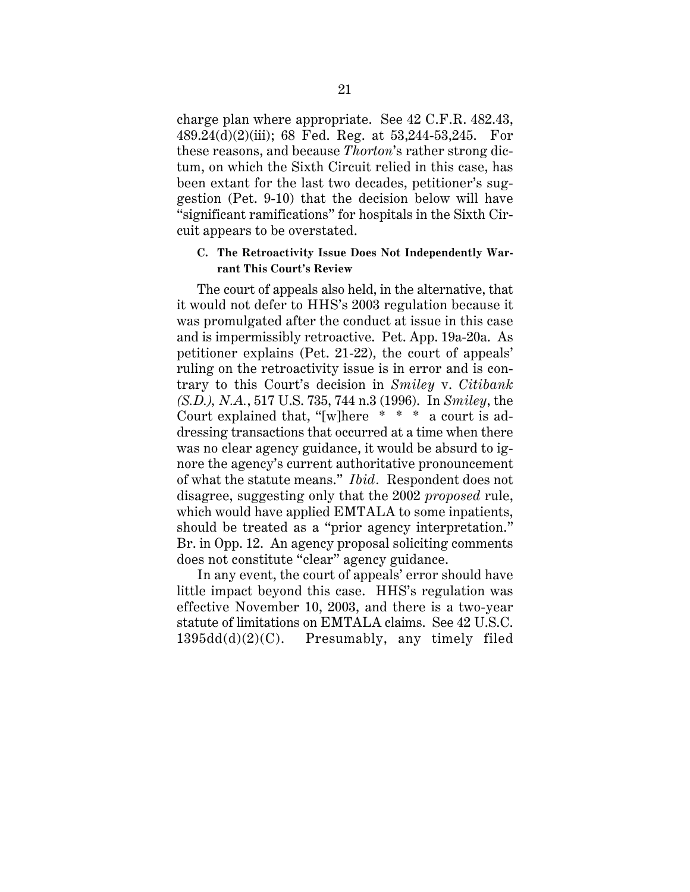charge plan where appropriate. See 42 C.F.R. 482.43, 489.24(d)(2)(iii); 68 Fed. Reg. at 53,244-53,245. For these reasons, and because *Thorton*'s rather strong dictum, on which the Sixth Circuit relied in this case, has been extant for the last two decades, petitioner's suggestion (Pet. 9-10) that the decision below will have "significant ramifications" for hospitals in the Sixth Circuit appears to be overstated.

### C. The Retroactivity Issue Does Not Independently Warrant This Court's Review

The court of appeals also held, in the alternative, that it would not defer to HHS's 2003 regulation because it was promulgated after the conduct at issue in this case and is impermissibly retroactive. Pet. App. 19a-20a. As petitioner explains (Pet. 21-22), the court of appeals' ruling on the retroactivity issue is in error and is contrary to this Court's decision in *Smiley* v. *Citibank (S.D.), N.A.*, 517 U.S. 735, 744 n.3 (1996). In *Smiley*, the Court explained that, "[w]here * * * a court is addressing transactions that occurred at a time when there was no clear agency guidance, it would be absurd to ignore the agency's current authoritative pronouncement of what the statute means." *Ibid*. Respondent does not disagree, suggesting only that the 2002 *proposed* rule, which would have applied EMTALA to some inpatients, should be treated as a "prior agency interpretation." Br. in Opp. 12. An agency proposal soliciting comments does not constitute "clear" agency guidance.

In any event, the court of appeals' error should have little impact beyond this case. HHS's regulation was effective November 10, 2003, and there is a two-year statute of limitations on EMTALA claims. See 42 U.S.C. 1395dd(d)(2)(C). Presumably, any timely filed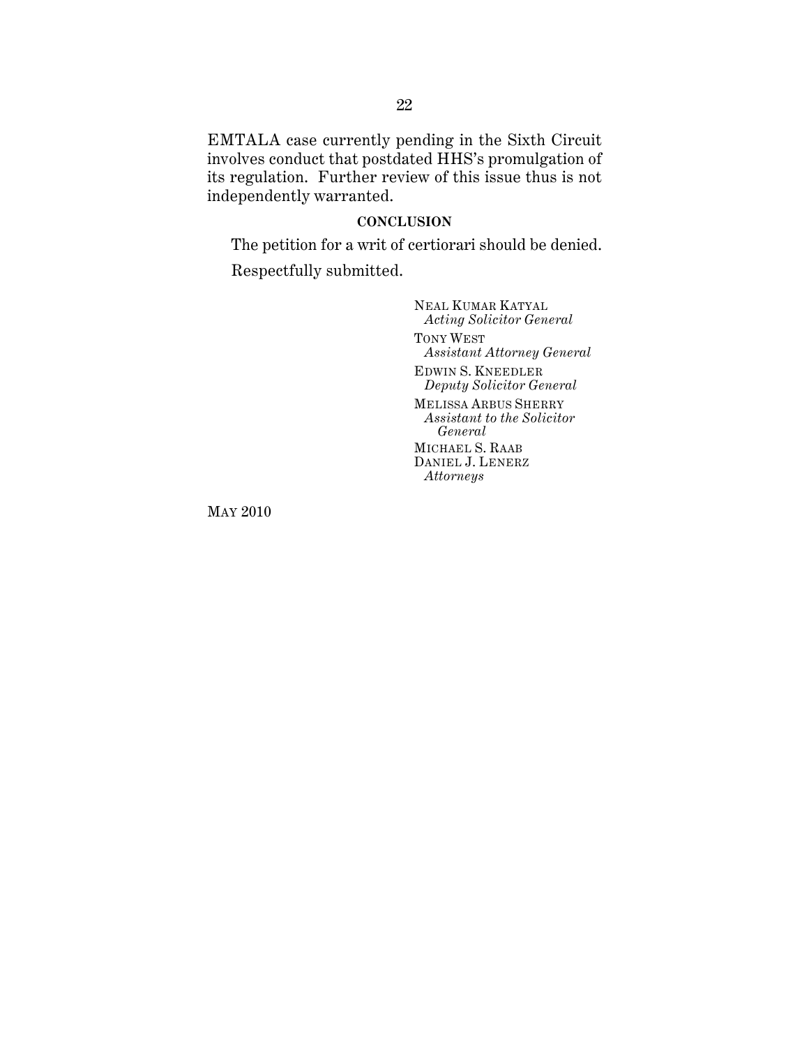EMTALA case currently pending in the Sixth Circuit involves conduct that postdated HHS's promulgation of its regulation. Further review of this issue thus is not independently warranted.

## CONCLUSION

The petition for a writ of certiorari should be denied.

Respectfully submitted.

NEAL KUMAR KATYAL
*Acting Solicitor General*

TONY WEST
*Assistant Attorney General*

EDWIN S. KNEEDLER
*Deputy Solicitor General*

MELISSA ARBUS SHERRY
*Assistant to the Solicitor General*

MICHAEL S. RAAB
DANIEL J. LENERZ
*Attorneys*

MAY 2010